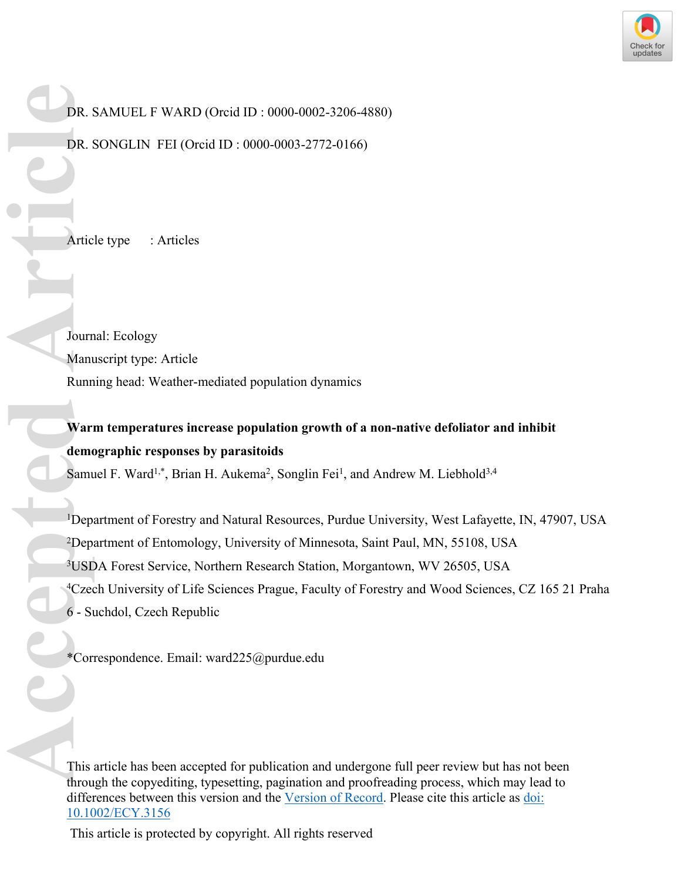DR. SAMUEL F WARD (Orcid ID : 0000-0002-3206-4880)

DR. SONGLIN FEI (Orcid ID : 0000-0003-2772-0166)

Article type : Articles

Journal: Ecology

Manuscript type: Article

Running head: Weather-mediated population dynamics

**Warm temperatures increase population growth of a non-native defoliator and inhibit demographic responses by parasitoids**

Samuel F. Ward[1,*], Brian H. Aukema[2], Songlin Fei[1], and Andrew M. Liebhold[3,4]

[1]Department of Forestry and Natural Resources, Purdue University, West Lafayette, IN, 47907, USA

[2]Department of Entomology, University of Minnesota, Saint Paul, MN, 55108, USA

[3]USDA Forest Service, Northern Research Station, Morgantown, WV 26505, USA

[4]Czech University of Life Sciences Prague, Faculty of Forestry and Wood Sciences, CZ 165 21 Praha 6 - Suchdol, Czech Republic

*Correspondence. Email: ward225@purdue.edu

This article has been accepted for publication and undergone full peer review but has not been through the copyediting, typesetting, pagination and proofreading process, which may lead to differences between this version and the Version of Record. Please cite this article as doi: 10.1002/ECY.3156

This article is protected by copyright. All rights reserved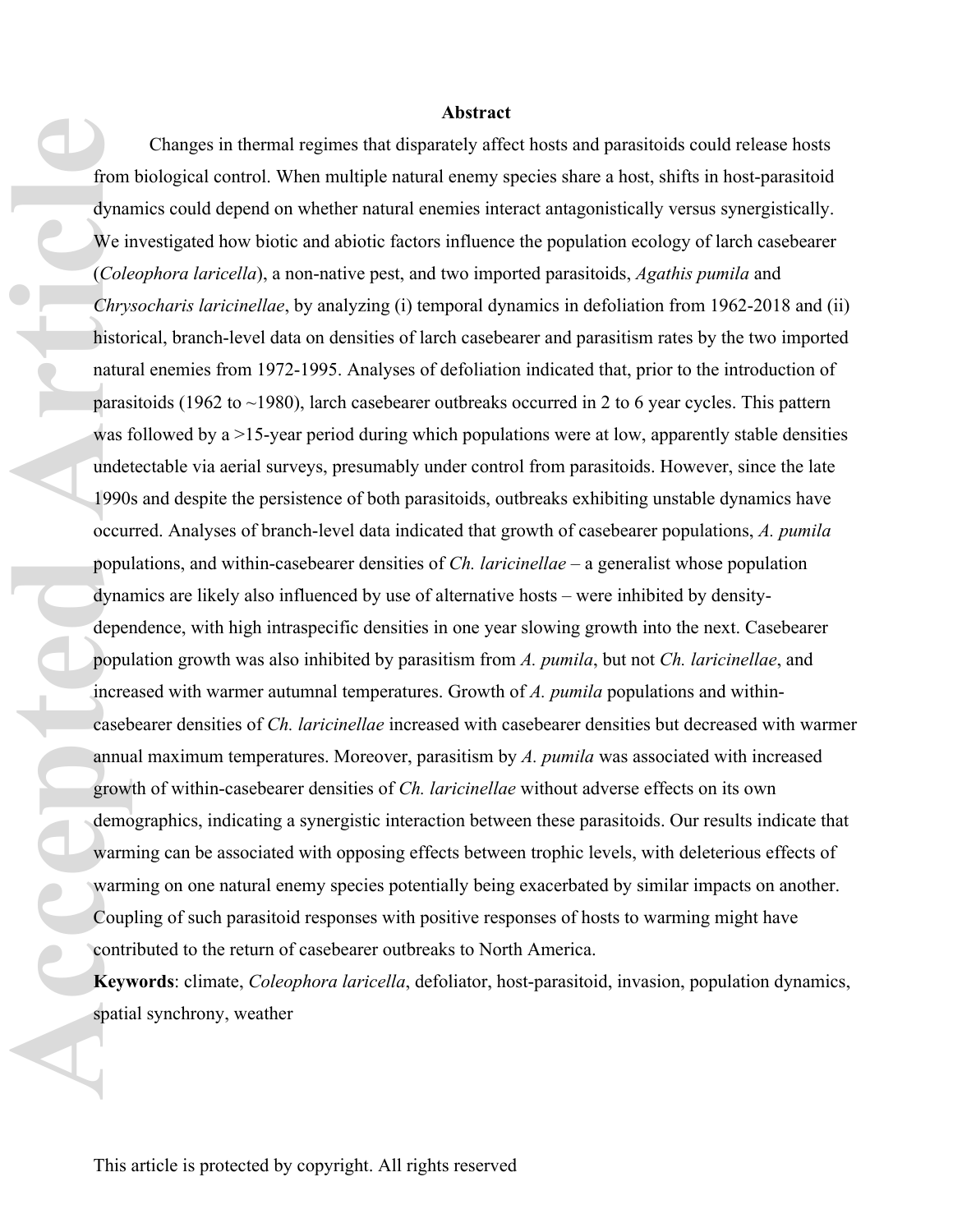## Abstract

Changes in thermal regimes that disparately affect hosts and parasitoids could release hosts from biological control. When multiple natural enemy species share a host, shifts in host-parasitoid dynamics could depend on whether natural enemies interact antagonistically versus synergistically. We investigated how biotic and abiotic factors influence the population ecology of larch casebearer (*Coleophora laricella*), a non-native pest, and two imported parasitoids, *Agathis pumila* and *Chrysocharis laricinellae*, by analyzing (i) temporal dynamics in defoliation from 1962-2018 and (ii) historical, branch-level data on densities of larch casebearer and parasitism rates by the two imported natural enemies from 1972-1995. Analyses of defoliation indicated that, prior to the introduction of parasitoids (1962 to ~1980), larch casebearer outbreaks occurred in 2 to 6 year cycles. This pattern was followed by a >15-year period during which populations were at low, apparently stable densities undetectable via aerial surveys, presumably under control from parasitoids. However, since the late 1990s and despite the persistence of both parasitoids, outbreaks exhibiting unstable dynamics have occurred. Analyses of branch-level data indicated that growth of casebearer populations, *A. pumila* populations, and within-casebearer densities of *Ch. laricinellae* – a generalist whose population dynamics are likely also influenced by use of alternative hosts – were inhibited by density-dependence, with high intraspecific densities in one year slowing growth into the next. Casebearer population growth was also inhibited by parasitism from *A. pumila*, but not *Ch. laricinellae*, and increased with warmer autumnal temperatures. Growth of *A. pumila* populations and within-casebearer densities of *Ch. laricinellae* increased with casebearer densities but decreased with warmer annual maximum temperatures. Moreover, parasitism by *A. pumila* was associated with increased growth of within-casebearer densities of *Ch. laricinellae* without adverse effects on its own demographics, indicating a synergistic interaction between these parasitoids. Our results indicate that warming can be associated with opposing effects between trophic levels, with deleterious effects of warming on one natural enemy species potentially being exacerbated by similar impacts on another. Coupling of such parasitoid responses with positive responses of hosts to warming might have contributed to the return of casebearer outbreaks to North America.

**Keywords**: climate, *Coleophora laricella*, defoliator, host-parasitoid, invasion, population dynamics, spatial synchrony, weather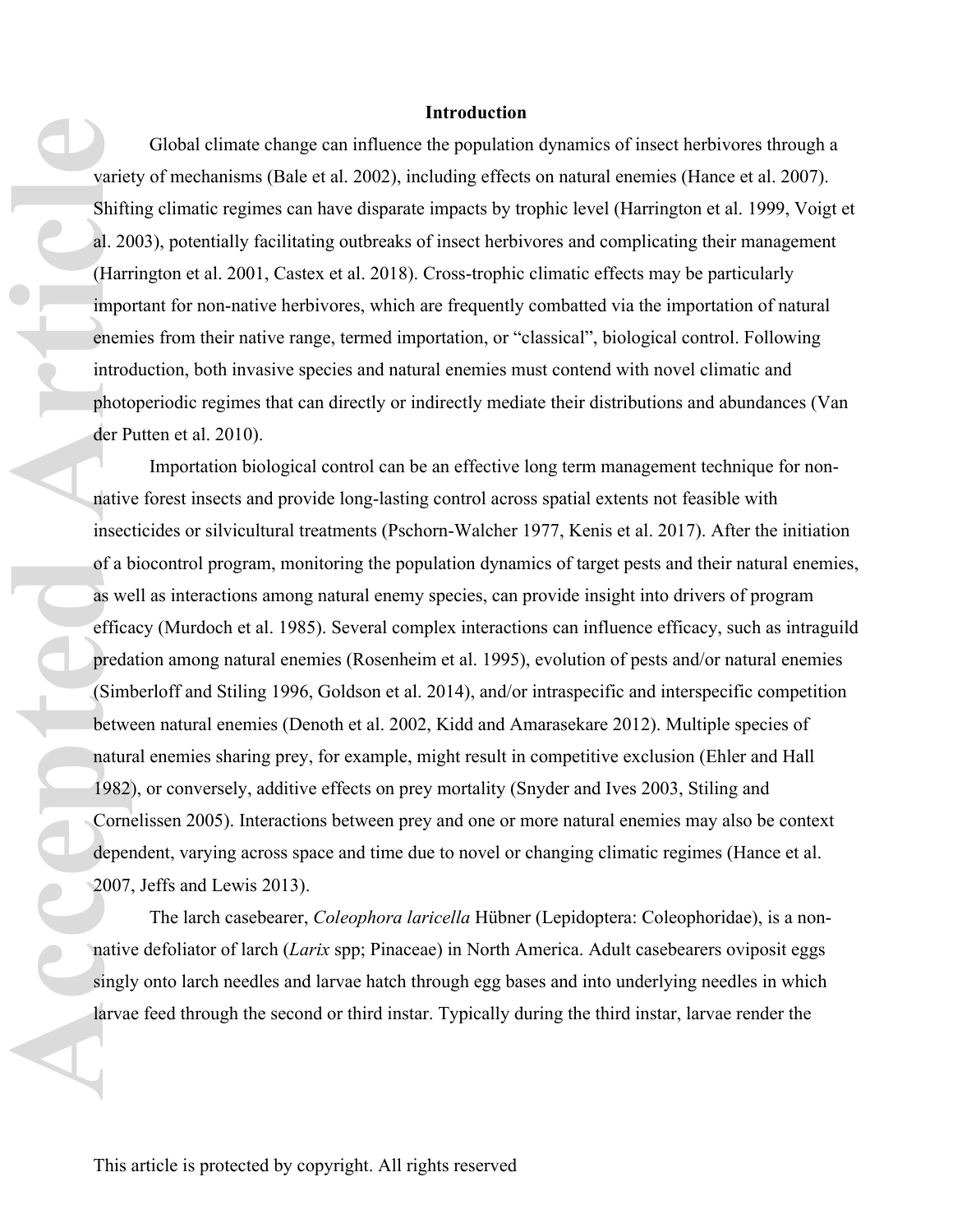## Introduction

Global climate change can influence the population dynamics of insect herbivores through a variety of mechanisms (Bale et al. 2002), including effects on natural enemies (Hance et al. 2007). Shifting climatic regimes can have disparate impacts by trophic level (Harrington et al. 1999, Voigt et al. 2003), potentially facilitating outbreaks of insect herbivores and complicating their management (Harrington et al. 2001, Castex et al. 2018). Cross-trophic climatic effects may be particularly important for non-native herbivores, which are frequently combatted via the importation of natural enemies from their native range, termed importation, or "classical", biological control. Following introduction, both invasive species and natural enemies must contend with novel climatic and photoperiodic regimes that can directly or indirectly mediate their distributions and abundances (Van der Putten et al. 2010).

Importation biological control can be an effective long term management technique for non-native forest insects and provide long-lasting control across spatial extents not feasible with insecticides or silvicultural treatments (Pschorn-Walcher 1977, Kenis et al. 2017). After the initiation of a biocontrol program, monitoring the population dynamics of target pests and their natural enemies, as well as interactions among natural enemy species, can provide insight into drivers of program efficacy (Murdoch et al. 1985). Several complex interactions can influence efficacy, such as intraguild predation among natural enemies (Rosenheim et al. 1995), evolution of pests and/or natural enemies (Simberloff and Stiling 1996, Goldson et al. 2014), and/or intraspecific and interspecific competition between natural enemies (Denoth et al. 2002, Kidd and Amarasekare 2012). Multiple species of natural enemies sharing prey, for example, might result in competitive exclusion (Ehler and Hall 1982), or conversely, additive effects on prey mortality (Snyder and Ives 2003, Stiling and Cornelissen 2005). Interactions between prey and one or more natural enemies may also be context dependent, varying across space and time due to novel or changing climatic regimes (Hance et al. 2007, Jeffs and Lewis 2013).

The larch casebearer, *Coleophora laricella* Hübner (Lepidoptera: Coleophoridae), is a non-native defoliator of larch (*Larix* spp; Pinaceae) in North America. Adult casebearers oviposit eggs singly onto larch needles and larvae hatch through egg bases and into underlying needles in which larvae feed through the second or third instar. Typically during the third instar, larvae render the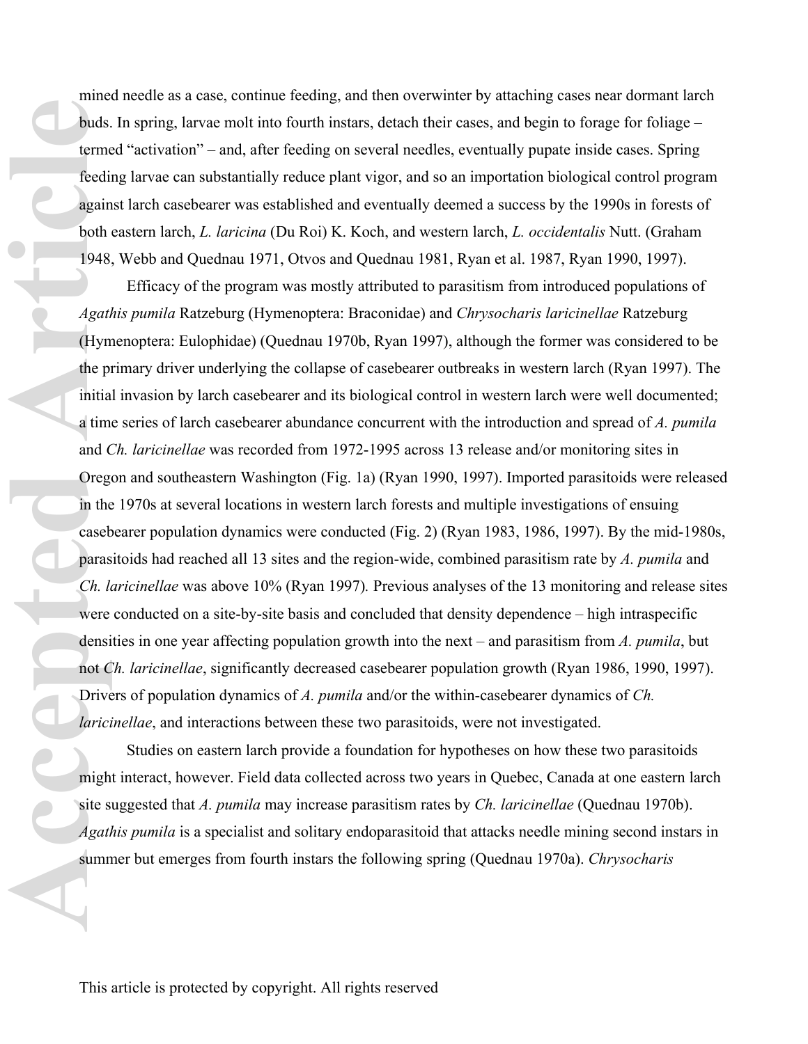mined needle as a case, continue feeding, and then overwinter by attaching cases near dormant larch buds. In spring, larvae molt into fourth instars, detach their cases, and begin to forage for foliage – termed "activation" – and, after feeding on several needles, eventually pupate inside cases. Spring feeding larvae can substantially reduce plant vigor, and so an importation biological control program against larch casebearer was established and eventually deemed a success by the 1990s in forests of both eastern larch, *L. laricina* (Du Roi) K. Koch, and western larch, *L. occidentalis* Nutt. (Graham 1948, Webb and Quednau 1971, Otvos and Quednau 1981, Ryan et al. 1987, Ryan 1990, 1997).

Efficacy of the program was mostly attributed to parasitism from introduced populations of *Agathis pumila* Ratzeburg (Hymenoptera: Braconidae) and *Chrysocharis laricinellae* Ratzeburg (Hymenoptera: Eulophidae) (Quednau 1970b, Ryan 1997), although the former was considered to be the primary driver underlying the collapse of casebearer outbreaks in western larch (Ryan 1997). The initial invasion by larch casebearer and its biological control in western larch were well documented; a time series of larch casebearer abundance concurrent with the introduction and spread of *A. pumila* and *Ch. laricinellae* was recorded from 1972-1995 across 13 release and/or monitoring sites in Oregon and southeastern Washington (Fig. 1a) (Ryan 1990, 1997). Imported parasitoids were released in the 1970s at several locations in western larch forests and multiple investigations of ensuing casebearer population dynamics were conducted (Fig. 2) (Ryan 1983, 1986, 1997). By the mid-1980s, parasitoids had reached all 13 sites and the region-wide, combined parasitism rate by *A. pumila* and *Ch. laricinellae* was above 10% (Ryan 1997). Previous analyses of the 13 monitoring and release sites were conducted on a site-by-site basis and concluded that density dependence – high intraspecific densities in one year affecting population growth into the next – and parasitism from *A. pumila*, but not *Ch. laricinellae*, significantly decreased casebearer population growth (Ryan 1986, 1990, 1997). Drivers of population dynamics of *A. pumila* and/or the within-casebearer dynamics of *Ch. laricinellae*, and interactions between these two parasitoids, were not investigated.

Studies on eastern larch provide a foundation for hypotheses on how these two parasitoids might interact, however. Field data collected across two years in Quebec, Canada at one eastern larch site suggested that *A. pumila* may increase parasitism rates by *Ch. laricinellae* (Quednau 1970b). *Agathis pumila* is a specialist and solitary endoparasitoid that attacks needle mining second instars in summer but emerges from fourth instars the following spring (Quednau 1970a). *Chrysocharis*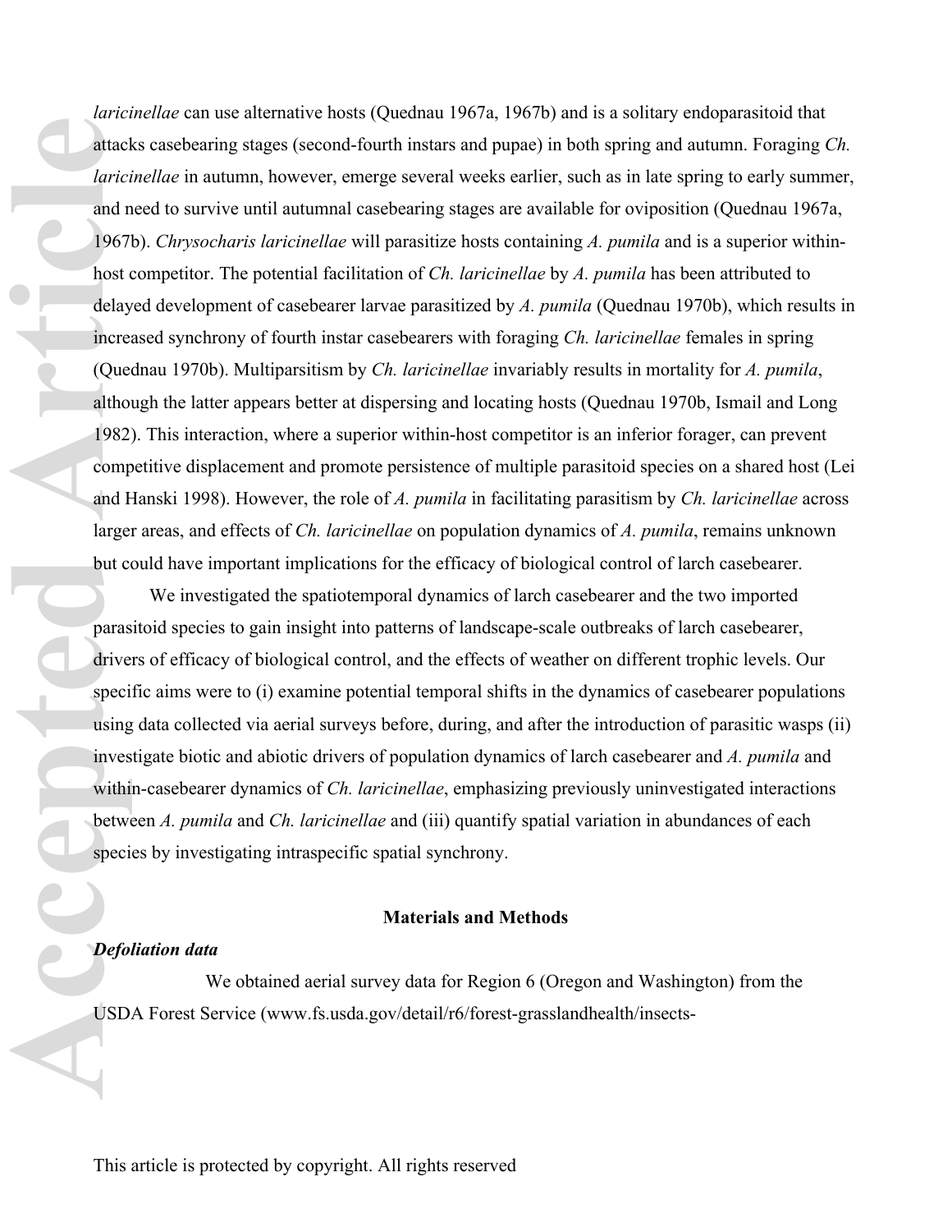*laricinellae* can use alternative hosts (Quednau 1967a, 1967b) and is a solitary endoparasitoid that attacks casebearing stages (second-fourth instars and pupae) in both spring and autumn. Foraging *Ch. laricinellae* in autumn, however, emerge several weeks earlier, such as in late spring to early summer, and need to survive until autumnal casebearing stages are available for oviposition (Quednau 1967a, 1967b). *Chrysocharis laricinellae* will parasitize hosts containing *A. pumila* and is a superior within-host competitor. The potential facilitation of *Ch. laricinellae* by *A. pumila* has been attributed to delayed development of casebearer larvae parasitized by *A. pumila* (Quednau 1970b), which results in increased synchrony of fourth instar casebearers with foraging *Ch. laricinellae* females in spring (Quednau 1970b). Multiparsitism by *Ch. laricinellae* invariably results in mortality for *A. pumila*, although the latter appears better at dispersing and locating hosts (Quednau 1970b, Ismail and Long 1982). This interaction, where a superior within-host competitor is an inferior forager, can prevent competitive displacement and promote persistence of multiple parasitoid species on a shared host (Lei and Hanski 1998). However, the role of *A. pumila* in facilitating parasitism by *Ch. laricinellae* across larger areas, and effects of *Ch. laricinellae* on population dynamics of *A. pumila*, remains unknown but could have important implications for the efficacy of biological control of larch casebearer.

We investigated the spatiotemporal dynamics of larch casebearer and the two imported parasitoid species to gain insight into patterns of landscape-scale outbreaks of larch casebearer, drivers of efficacy of biological control, and the effects of weather on different trophic levels. Our specific aims were to (i) examine potential temporal shifts in the dynamics of casebearer populations using data collected via aerial surveys before, during, and after the introduction of parasitic wasps (ii) investigate biotic and abiotic drivers of population dynamics of larch casebearer and *A. pumila* and within-casebearer dynamics of *Ch. laricinellae*, emphasizing previously uninvestigated interactions between *A. pumila* and *Ch. laricinellae* and (iii) quantify spatial variation in abundances of each species by investigating intraspecific spatial synchrony.

## Materials and Methods

### *Defoliation data*

We obtained aerial survey data for Region 6 (Oregon and Washington) from the USDA Forest Service (www.fs.usda.gov/detail/r6/forest-grasslandhealth/insects-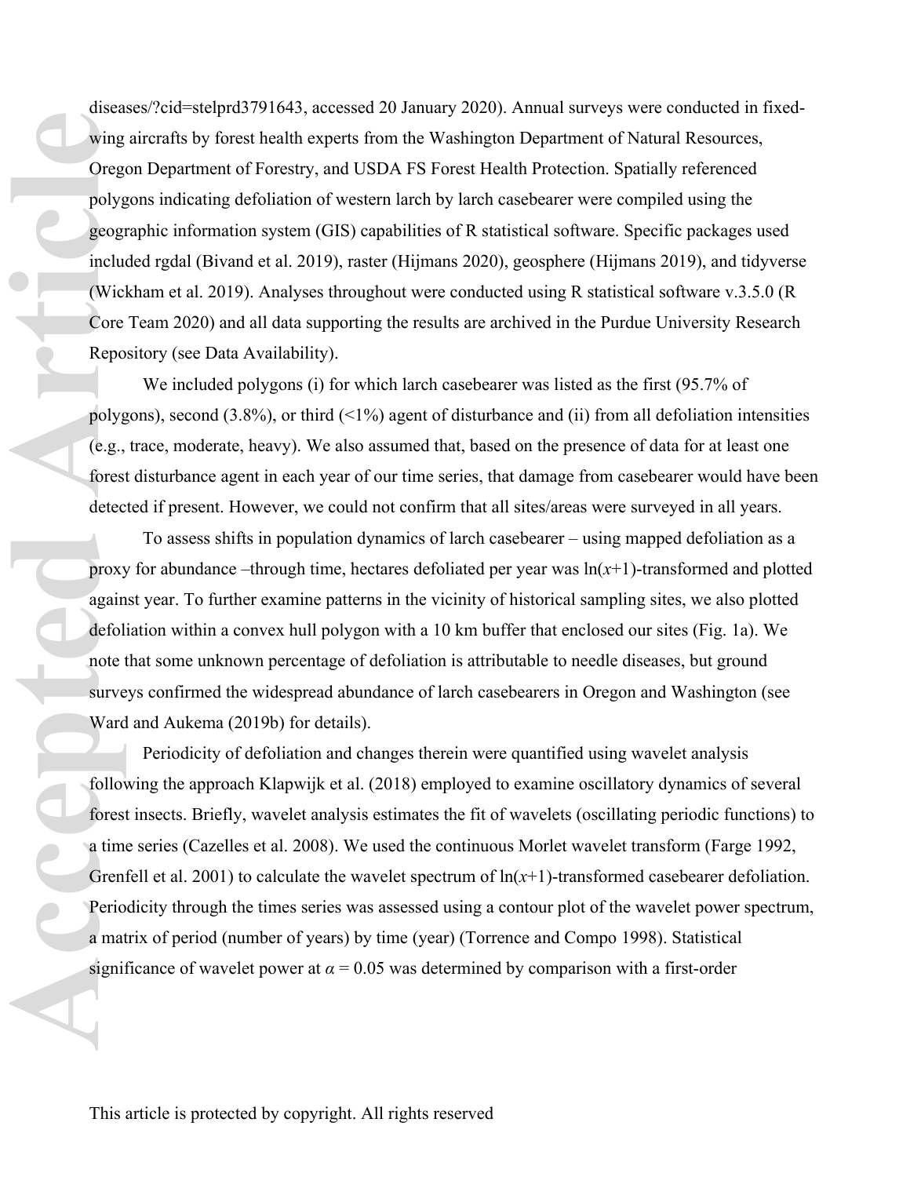diseases/?cid=stelprd3791643, accessed 20 January 2020). Annual surveys were conducted in fixed-wing aircrafts by forest health experts from the Washington Department of Natural Resources, Oregon Department of Forestry, and USDA FS Forest Health Protection. Spatially referenced polygons indicating defoliation of western larch by larch casebearer were compiled using the geographic information system (GIS) capabilities of R statistical software. Specific packages used included rgdal (Bivand et al. 2019), raster (Hijmans 2020), geosphere (Hijmans 2019), and tidyverse (Wickham et al. 2019). Analyses throughout were conducted using R statistical software v.3.5.0 (R Core Team 2020) and all data supporting the results are archived in the Purdue University Research Repository (see Data Availability).

We included polygons (i) for which larch casebearer was listed as the first (95.7% of polygons), second (3.8%), or third (<1%) agent of disturbance and (ii) from all defoliation intensities (e.g., trace, moderate, heavy). We also assumed that, based on the presence of data for at least one forest disturbance agent in each year of our time series, that damage from casebearer would have been detected if present. However, we could not confirm that all sites/areas were surveyed in all years.

To assess shifts in population dynamics of larch casebearer – using mapped defoliation as a proxy for abundance –through time, hectares defoliated per year was $\ln(x+1)$-transformed and plotted against year. To further examine patterns in the vicinity of historical sampling sites, we also plotted defoliation within a convex hull polygon with a 10 km buffer that enclosed our sites (Fig. 1a). We note that some unknown percentage of defoliation is attributable to needle diseases, but ground surveys confirmed the widespread abundance of larch casebearers in Oregon and Washington (see Ward and Aukema (2019b) for details).

Periodicity of defoliation and changes therein were quantified using wavelet analysis following the approach Klapwijk et al. (2018) employed to examine oscillatory dynamics of several forest insects. Briefly, wavelet analysis estimates the fit of wavelets (oscillating periodic functions) to a time series (Cazelles et al. 2008). We used the continuous Morlet wavelet transform (Farge 1992, Grenfell et al. 2001) to calculate the wavelet spectrum of $\ln(x+1)$-transformed casebearer defoliation. Periodicity through the times series was assessed using a contour plot of the wavelet power spectrum, a matrix of period (number of years) by time (year) (Torrence and Compo 1998). Statistical significance of wavelet power at $\alpha = 0.05$ was determined by comparison with a first-order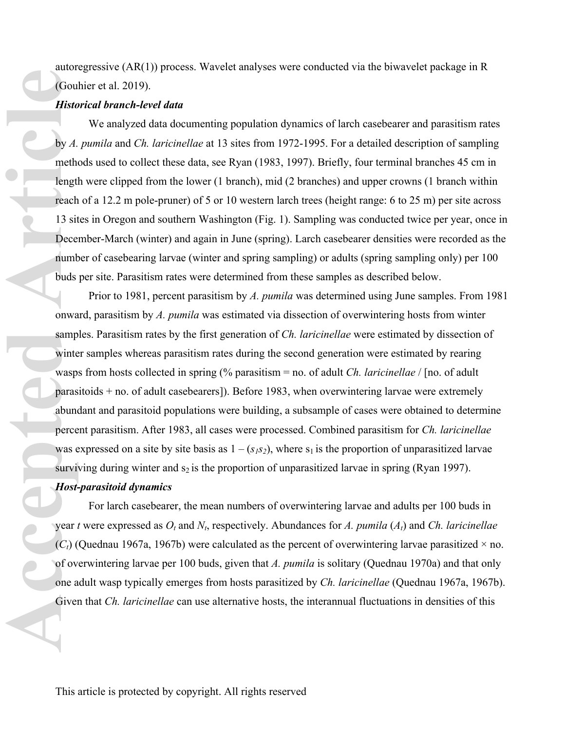autoregressive (AR(1)) process. Wavelet analyses were conducted via the biwavelet package in R (Gouhier et al. 2019).

***Historical branch-level data***

We analyzed data documenting population dynamics of larch casebearer and parasitism rates by *A. pumila* and *Ch. laricinellae* at 13 sites from 1972-1995. For a detailed description of sampling methods used to collect these data, see Ryan (1983, 1997). Briefly, four terminal branches 45 cm in length were clipped from the lower (1 branch), mid (2 branches) and upper crowns (1 branch within reach of a 12.2 m pole-pruner) of 5 or 10 western larch trees (height range: 6 to 25 m) per site across 13 sites in Oregon and southern Washington (Fig. 1). Sampling was conducted twice per year, once in December-March (winter) and again in June (spring). Larch casebearer densities were recorded as the number of casebearing larvae (winter and spring sampling) or adults (spring sampling only) per 100 buds per site. Parasitism rates were determined from these samples as described below.

Prior to 1981, percent parasitism by *A. pumila* was determined using June samples. From 1981 onward, parasitism by *A. pumila* was estimated via dissection of overwintering hosts from winter samples. Parasitism rates by the first generation of *Ch. laricinellae* were estimated by dissection of winter samples whereas parasitism rates during the second generation were estimated by rearing wasps from hosts collected in spring (% parasitism = no. of adult *Ch. laricinellae* / [no. of adult parasitoids + no. of adult casebearers]). Before 1983, when overwintering larvae were extremely abundant and parasitoid populations were building, a subsample of cases were obtained to determine percent parasitism. After 1983, all cases were processed. Combined parasitism for *Ch. laricinellae* was expressed on a site by site basis as $1 - (s_1 s_2)$, where $s_1$ is the proportion of unparasitized larvae surviving during winter and $s_2$ is the proportion of unparasitized larvae in spring (Ryan 1997).

***Host-parasitoid dynamics***

For larch casebearer, the mean numbers of overwintering larvae and adults per 100 buds in year $t$ were expressed as $O_t$ and $N_t$, respectively. Abundances for *A. pumila* ($A_t$) and *Ch. laricinellae* ($C_t$) (Quednau 1967a, 1967b) were calculated as the percent of overwintering larvae parasitized × no. of overwintering larvae per 100 buds, given that *A. pumila* is solitary (Quednau 1970a) and that only one adult wasp typically emerges from hosts parasitized by *Ch. laricinellae* (Quednau 1967a, 1967b). Given that *Ch. laricinellae* can use alternative hosts, the interannual fluctuations in densities of this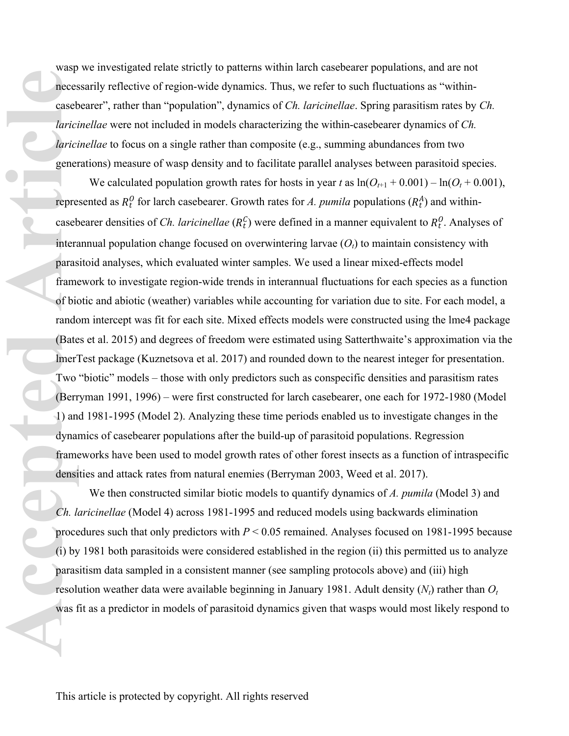wasp we investigated relate strictly to patterns within larch casebearer populations, and are not necessarily reflective of region-wide dynamics. Thus, we refer to such fluctuations as "within-casebearer", rather than "population", dynamics of *Ch. laricinellae*. Spring parasitism rates by *Ch. laricinellae* were not included in models characterizing the within-casebearer dynamics of *Ch. laricinellae* to focus on a single rather than composite (e.g., summing abundances from two generations) measure of wasp density and to facilitate parallel analyses between parasitoid species.

We calculated population growth rates for hosts in year $t$ as $\ln(O_{t+1} + 0.001) - \ln(O_t + 0.001)$, represented as $R_t^O$ for larch casebearer. Growth rates for *A. pumila* populations ($R_t^A$) and within-casebearer densities of *Ch. laricinellae* ($R_t^C$) were defined in a manner equivalent to $R_t^O$. Analyses of interannual population change focused on overwintering larvae ($O_t$) to maintain consistency with parasitoid analyses, which evaluated winter samples. We used a linear mixed-effects model framework to investigate region-wide trends in interannual fluctuations for each species as a function of biotic and abiotic (weather) variables while accounting for variation due to site. For each model, a random intercept was fit for each site. Mixed effects models were constructed using the lme4 package (Bates et al. 2015) and degrees of freedom were estimated using Satterthwaite's approximation via the lmerTest package (Kuznetsova et al. 2017) and rounded down to the nearest integer for presentation. Two "biotic" models – those with only predictors such as conspecific densities and parasitism rates (Berryman 1991, 1996) – were first constructed for larch casebearer, one each for 1972-1980 (Model 1) and 1981-1995 (Model 2). Analyzing these time periods enabled us to investigate changes in the dynamics of casebearer populations after the build-up of parasitoid populations. Regression frameworks have been used to model growth rates of other forest insects as a function of intraspecific densities and attack rates from natural enemies (Berryman 2003, Weed et al. 2017).

We then constructed similar biotic models to quantify dynamics of *A. pumila* (Model 3) and *Ch. laricinellae* (Model 4) across 1981-1995 and reduced models using backwards elimination procedures such that only predictors with $P < 0.05$ remained. Analyses focused on 1981-1995 because (i) by 1981 both parasitoids were considered established in the region (ii) this permitted us to analyze parasitism data sampled in a consistent manner (see sampling protocols above) and (iii) high resolution weather data were available beginning in January 1981. Adult density ($N_t$) rather than $O_t$ was fit as a predictor in models of parasitoid dynamics given that wasps would most likely respond to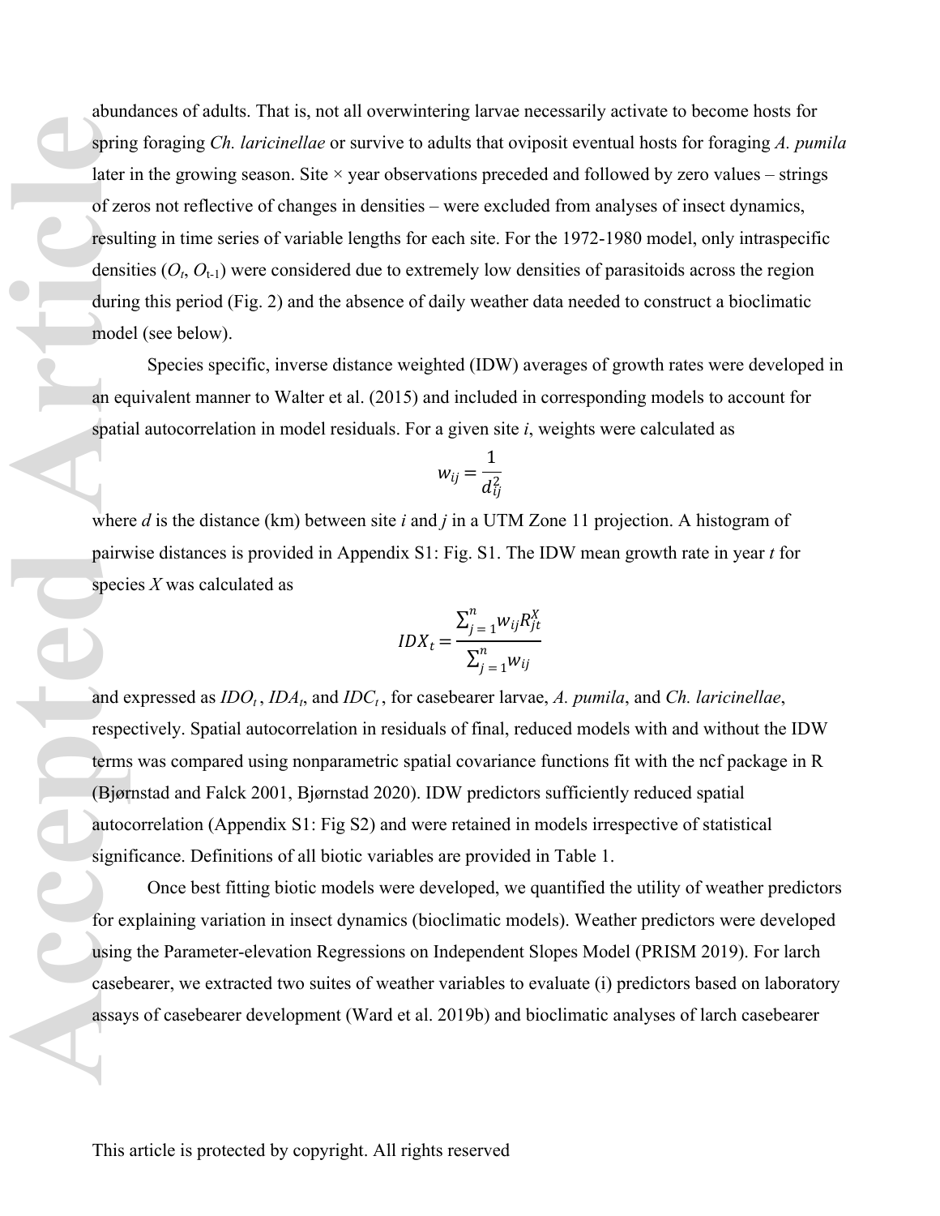abundances of adults. That is, not all overwintering larvae necessarily activate to become hosts for spring foraging *Ch. laricinellae* or survive to adults that oviposit eventual hosts for foraging *A. pumila* later in the growing season. Site × year observations preceded and followed by zero values – strings of zeros not reflective of changes in densities – were excluded from analyses of insect dynamics, resulting in time series of variable lengths for each site. For the 1972-1980 model, only intraspecific densities ($O_t$, $O_{t-1}$) were considered due to extremely low densities of parasitoids across the region during this period (Fig. 2) and the absence of daily weather data needed to construct a bioclimatic model (see below).

Species specific, inverse distance weighted (IDW) averages of growth rates were developed in an equivalent manner to Walter et al. (2015) and included in corresponding models to account for spatial autocorrelation in model residuals. For a given site *i*, weights were calculated as

$$w_{ij} = \frac{1}{d_{ij}^2}$$

where *d* is the distance (km) between site *i* and *j* in a UTM Zone 11 projection. A histogram of pairwise distances is provided in Appendix S1: Fig. S1. The IDW mean growth rate in year *t* for species *X* was calculated as

$$IDX_t = \frac{\sum_{j=1}^{n} w_{ij} R_{jt}^{X}}{\sum_{j=1}^{n} w_{ij}}$$

and expressed as $IDO_t$, $IDA_t$, and $IDC_t$, for casebearer larvae, *A. pumila*, and *Ch. laricinellae*, respectively. Spatial autocorrelation in residuals of final, reduced models with and without the IDW terms was compared using nonparametric spatial covariance functions fit with the ncf package in R (Bjørnstad and Falck 2001, Bjørnstad 2020). IDW predictors sufficiently reduced spatial autocorrelation (Appendix S1: Fig S2) and were retained in models irrespective of statistical significance. Definitions of all biotic variables are provided in Table 1.

Once best fitting biotic models were developed, we quantified the utility of weather predictors for explaining variation in insect dynamics (bioclimatic models). Weather predictors were developed using the Parameter-elevation Regressions on Independent Slopes Model (PRISM 2019). For larch casebearer, we extracted two suites of weather variables to evaluate (i) predictors based on laboratory assays of casebearer development (Ward et al. 2019b) and bioclimatic analyses of larch casebearer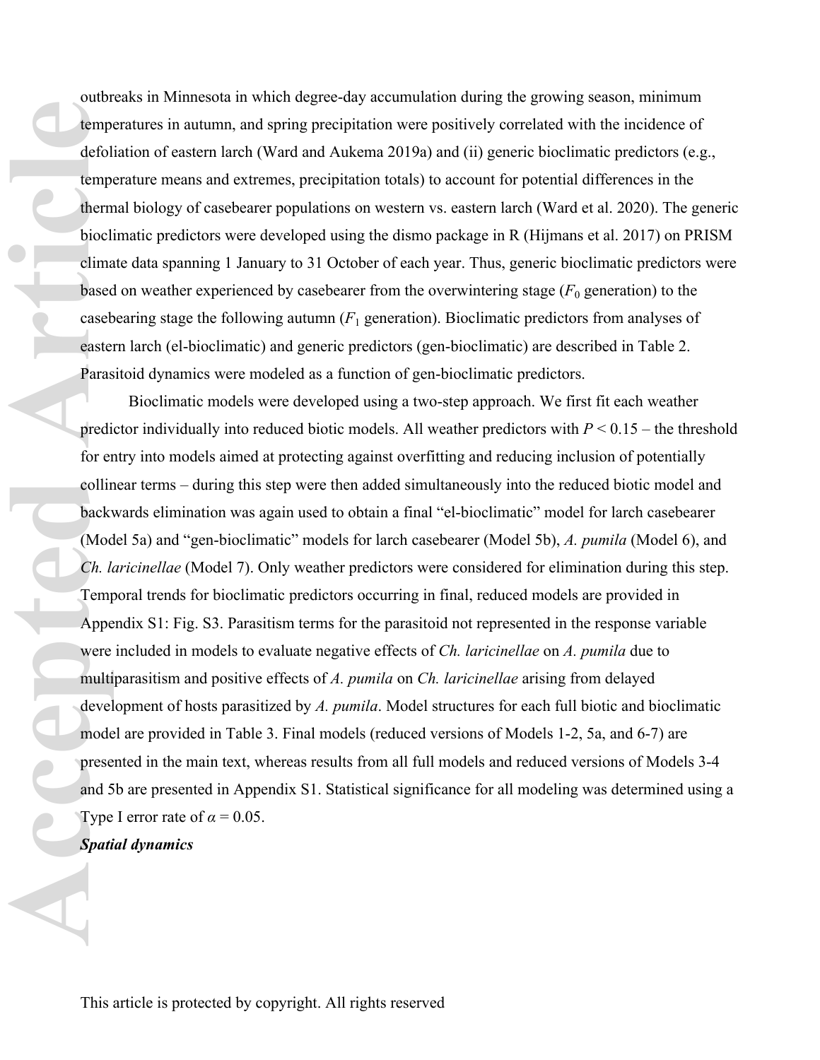outbreaks in Minnesota in which degree-day accumulation during the growing season, minimum temperatures in autumn, and spring precipitation were positively correlated with the incidence of defoliation of eastern larch (Ward and Aukema 2019a) and (ii) generic bioclimatic predictors (e.g., temperature means and extremes, precipitation totals) to account for potential differences in the thermal biology of casebearer populations on western vs. eastern larch (Ward et al. 2020). The generic bioclimatic predictors were developed using the dismo package in R (Hijmans et al. 2017) on PRISM climate data spanning 1 January to 31 October of each year. Thus, generic bioclimatic predictors were based on weather experienced by casebearer from the overwintering stage ($F_0$ generation) to the casebearing stage the following autumn ($F_1$ generation). Bioclimatic predictors from analyses of eastern larch (el-bioclimatic) and generic predictors (gen-bioclimatic) are described in Table 2. Parasitoid dynamics were modeled as a function of gen-bioclimatic predictors.

Bioclimatic models were developed using a two-step approach. We first fit each weather predictor individually into reduced biotic models. All weather predictors with $P < 0.15$ – the threshold for entry into models aimed at protecting against overfitting and reducing inclusion of potentially collinear terms – during this step were then added simultaneously into the reduced biotic model and backwards elimination was again used to obtain a final "el-bioclimatic" model for larch casebearer (Model 5a) and "gen-bioclimatic" models for larch casebearer (Model 5b), *A. pumila* (Model 6), and *Ch. laricinellae* (Model 7). Only weather predictors were considered for elimination during this step. Temporal trends for bioclimatic predictors occurring in final, reduced models are provided in Appendix S1: Fig. S3. Parasitism terms for the parasitoid not represented in the response variable were included in models to evaluate negative effects of *Ch. laricinellae* on *A. pumila* due to multiparasitism and positive effects of *A. pumila* on *Ch. laricinellae* arising from delayed development of hosts parasitized by *A. pumila*. Model structures for each full biotic and bioclimatic model are provided in Table 3. Final models (reduced versions of Models 1-2, 5a, and 6-7) are presented in the main text, whereas results from all full models and reduced versions of Models 3-4 and 5b are presented in Appendix S1. Statistical significance for all modeling was determined using a Type I error rate of $\alpha = 0.05$.

***Spatial dynamics***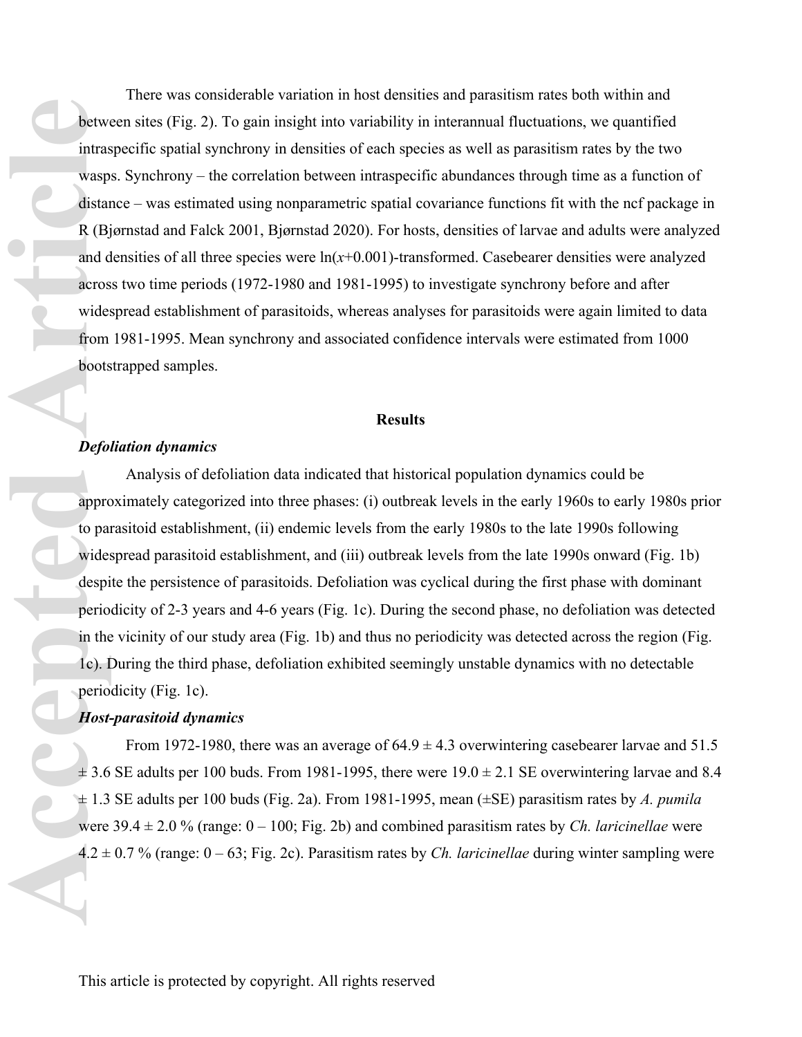There was considerable variation in host densities and parasitism rates both within and between sites (Fig. 2). To gain insight into variability in interannual fluctuations, we quantified intraspecific spatial synchrony in densities of each species as well as parasitism rates by the two wasps. Synchrony – the correlation between intraspecific abundances through time as a function of distance – was estimated using nonparametric spatial covariance functions fit with the ncf package in R (Bjørnstad and Falck 2001, Bjørnstad 2020). For hosts, densities of larvae and adults were analyzed and densities of all three species were $\ln(x+0.001)$-transformed. Casebearer densities were analyzed across two time periods (1972-1980 and 1981-1995) to investigate synchrony before and after widespread establishment of parasitoids, whereas analyses for parasitoids were again limited to data from 1981-1995. Mean synchrony and associated confidence intervals were estimated from 1000 bootstrapped samples.

## Results

### *Defoliation dynamics*

Analysis of defoliation data indicated that historical population dynamics could be approximately categorized into three phases: (i) outbreak levels in the early 1960s to early 1980s prior to parasitoid establishment, (ii) endemic levels from the early 1980s to the late 1990s following widespread parasitoid establishment, and (iii) outbreak levels from the late 1990s onward (Fig. 1b) despite the persistence of parasitoids. Defoliation was cyclical during the first phase with dominant periodicity of 2-3 years and 4-6 years (Fig. 1c). During the second phase, no defoliation was detected in the vicinity of our study area (Fig. 1b) and thus no periodicity was detected across the region (Fig. 1c). During the third phase, defoliation exhibited seemingly unstable dynamics with no detectable periodicity (Fig. 1c).

### *Host-parasitoid dynamics*

From 1972-1980, there was an average of $64.9 \pm 4.3$ overwintering casebearer larvae and $51.5 \pm 3.6$ SE adults per 100 buds. From 1981-1995, there were $19.0 \pm 2.1$ SE overwintering larvae and $8.4 \pm 1.3$ SE adults per 100 buds (Fig. 2a). From 1981-1995, mean ($\pm$SE) parasitism rates by *A. pumila* were $39.4 \pm 2.0$ % (range: 0 – 100; Fig. 2b) and combined parasitism rates by *Ch. laricinellae* were $4.2 \pm 0.7$ % (range: 0 – 63; Fig. 2c). Parasitism rates by *Ch. laricinellae* during winter sampling were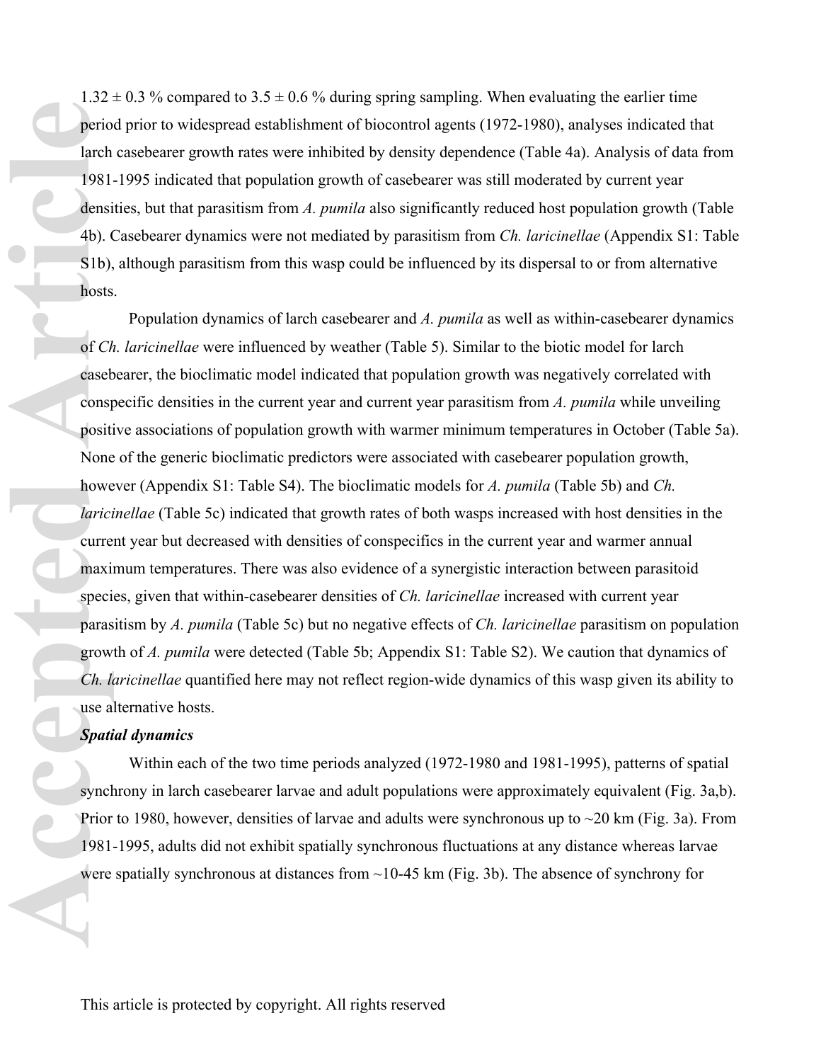1.32 ± 0.3 % compared to 3.5 ± 0.6 % during spring sampling. When evaluating the earlier time period prior to widespread establishment of biocontrol agents (1972-1980), analyses indicated that larch casebearer growth rates were inhibited by density dependence (Table 4a). Analysis of data from 1981-1995 indicated that population growth of casebearer was still moderated by current year densities, but that parasitism from *A. pumila* also significantly reduced host population growth (Table 4b). Casebearer dynamics were not mediated by parasitism from *Ch. laricinellae* (Appendix S1: Table S1b), although parasitism from this wasp could be influenced by its dispersal to or from alternative hosts.

Population dynamics of larch casebearer and *A. pumila* as well as within-casebearer dynamics of *Ch. laricinellae* were influenced by weather (Table 5). Similar to the biotic model for larch casebearer, the bioclimatic model indicated that population growth was negatively correlated with conspecific densities in the current year and current year parasitism from *A. pumila* while unveiling positive associations of population growth with warmer minimum temperatures in October (Table 5a). None of the generic bioclimatic predictors were associated with casebearer population growth, however (Appendix S1: Table S4). The bioclimatic models for *A. pumila* (Table 5b) and *Ch. laricinellae* (Table 5c) indicated that growth rates of both wasps increased with host densities in the current year but decreased with densities of conspecifics in the current year and warmer annual maximum temperatures. There was also evidence of a synergistic interaction between parasitoid species, given that within-casebearer densities of *Ch. laricinellae* increased with current year parasitism by *A. pumila* (Table 5c) but no negative effects of *Ch. laricinellae* parasitism on population growth of *A. pumila* were detected (Table 5b; Appendix S1: Table S2). We caution that dynamics of *Ch. laricinellae* quantified here may not reflect region-wide dynamics of this wasp given its ability to use alternative hosts.

***Spatial dynamics***

Within each of the two time periods analyzed (1972-1980 and 1981-1995), patterns of spatial synchrony in larch casebearer larvae and adult populations were approximately equivalent (Fig. 3a,b). Prior to 1980, however, densities of larvae and adults were synchronous up to ~20 km (Fig. 3a). From 1981-1995, adults did not exhibit spatially synchronous fluctuations at any distance whereas larvae were spatially synchronous at distances from ~10-45 km (Fig. 3b). The absence of synchrony for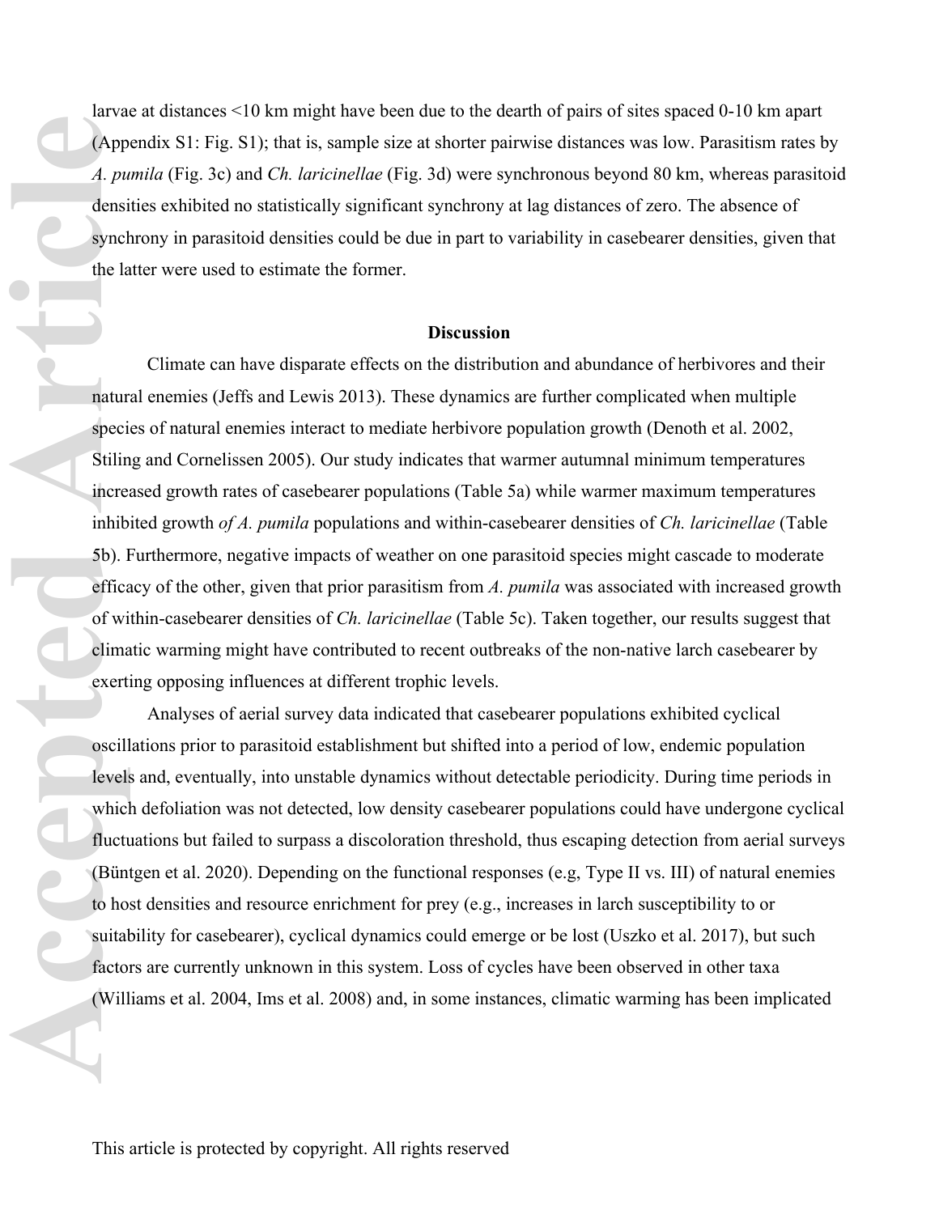larvae at distances <10 km might have been due to the dearth of pairs of sites spaced 0-10 km apart (Appendix S1: Fig. S1); that is, sample size at shorter pairwise distances was low. Parasitism rates by *A. pumila* (Fig. 3c) and *Ch. laricinellae* (Fig. 3d) were synchronous beyond 80 km, whereas parasitoid densities exhibited no statistically significant synchrony at lag distances of zero. The absence of synchrony in parasitoid densities could be due in part to variability in casebearer densities, given that the latter were used to estimate the former.

## Discussion

Climate can have disparate effects on the distribution and abundance of herbivores and their natural enemies (Jeffs and Lewis 2013). These dynamics are further complicated when multiple species of natural enemies interact to mediate herbivore population growth (Denoth et al. 2002, Stiling and Cornelissen 2005). Our study indicates that warmer autumnal minimum temperatures increased growth rates of casebearer populations (Table 5a) while warmer maximum temperatures inhibited growth *of A. pumila* populations and within-casebearer densities of *Ch. laricinellae* (Table 5b). Furthermore, negative impacts of weather on one parasitoid species might cascade to moderate efficacy of the other, given that prior parasitism from *A. pumila* was associated with increased growth of within-casebearer densities of *Ch. laricinellae* (Table 5c). Taken together, our results suggest that climatic warming might have contributed to recent outbreaks of the non-native larch casebearer by exerting opposing influences at different trophic levels.

Analyses of aerial survey data indicated that casebearer populations exhibited cyclical oscillations prior to parasitoid establishment but shifted into a period of low, endemic population levels and, eventually, into unstable dynamics without detectable periodicity. During time periods in which defoliation was not detected, low density casebearer populations could have undergone cyclical fluctuations but failed to surpass a discoloration threshold, thus escaping detection from aerial surveys (Büntgen et al. 2020). Depending on the functional responses (e.g, Type II vs. III) of natural enemies to host densities and resource enrichment for prey (e.g., increases in larch susceptibility to or suitability for casebearer), cyclical dynamics could emerge or be lost (Uszko et al. 2017), but such factors are currently unknown in this system. Loss of cycles have been observed in other taxa (Williams et al. 2004, Ims et al. 2008) and, in some instances, climatic warming has been implicated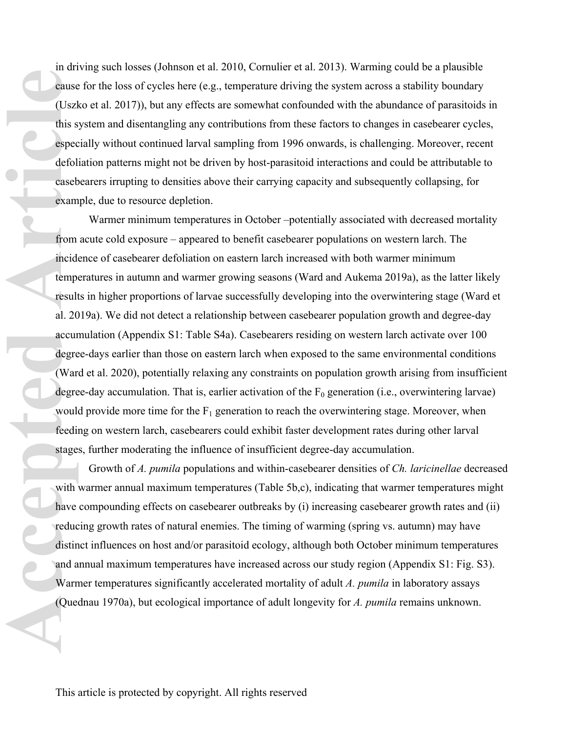in driving such losses (Johnson et al. 2010, Cornulier et al. 2013). Warming could be a plausible cause for the loss of cycles here (e.g., temperature driving the system across a stability boundary (Uszko et al. 2017)), but any effects are somewhat confounded with the abundance of parasitoids in this system and disentangling any contributions from these factors to changes in casebearer cycles, especially without continued larval sampling from 1996 onwards, is challenging. Moreover, recent defoliation patterns might not be driven by host-parasitoid interactions and could be attributable to casebearers irrupting to densities above their carrying capacity and subsequently collapsing, for example, due to resource depletion.

Warmer minimum temperatures in October –potentially associated with decreased mortality from acute cold exposure – appeared to benefit casebearer populations on western larch. The incidence of casebearer defoliation on eastern larch increased with both warmer minimum temperatures in autumn and warmer growing seasons (Ward and Aukema 2019a), as the latter likely results in higher proportions of larvae successfully developing into the overwintering stage (Ward et al. 2019a). We did not detect a relationship between casebearer population growth and degree-day accumulation (Appendix S1: Table S4a). Casebearers residing on western larch activate over 100 degree-days earlier than those on eastern larch when exposed to the same environmental conditions (Ward et al. 2020), potentially relaxing any constraints on population growth arising from insufficient degree-day accumulation. That is, earlier activation of the $F_0$ generation (i.e., overwintering larvae) would provide more time for the $F_1$ generation to reach the overwintering stage. Moreover, when feeding on western larch, casebearers could exhibit faster development rates during other larval stages, further moderating the influence of insufficient degree-day accumulation.

Growth of *A. pumila* populations and within-casebearer densities of *Ch. laricinellae* decreased with warmer annual maximum temperatures (Table 5b,c), indicating that warmer temperatures might have compounding effects on casebearer outbreaks by (i) increasing casebearer growth rates and (ii) reducing growth rates of natural enemies. The timing of warming (spring vs. autumn) may have distinct influences on host and/or parasitoid ecology, although both October minimum temperatures and annual maximum temperatures have increased across our study region (Appendix S1: Fig. S3). Warmer temperatures significantly accelerated mortality of adult *A. pumila* in laboratory assays (Quednau 1970a), but ecological importance of adult longevity for *A. pumila* remains unknown.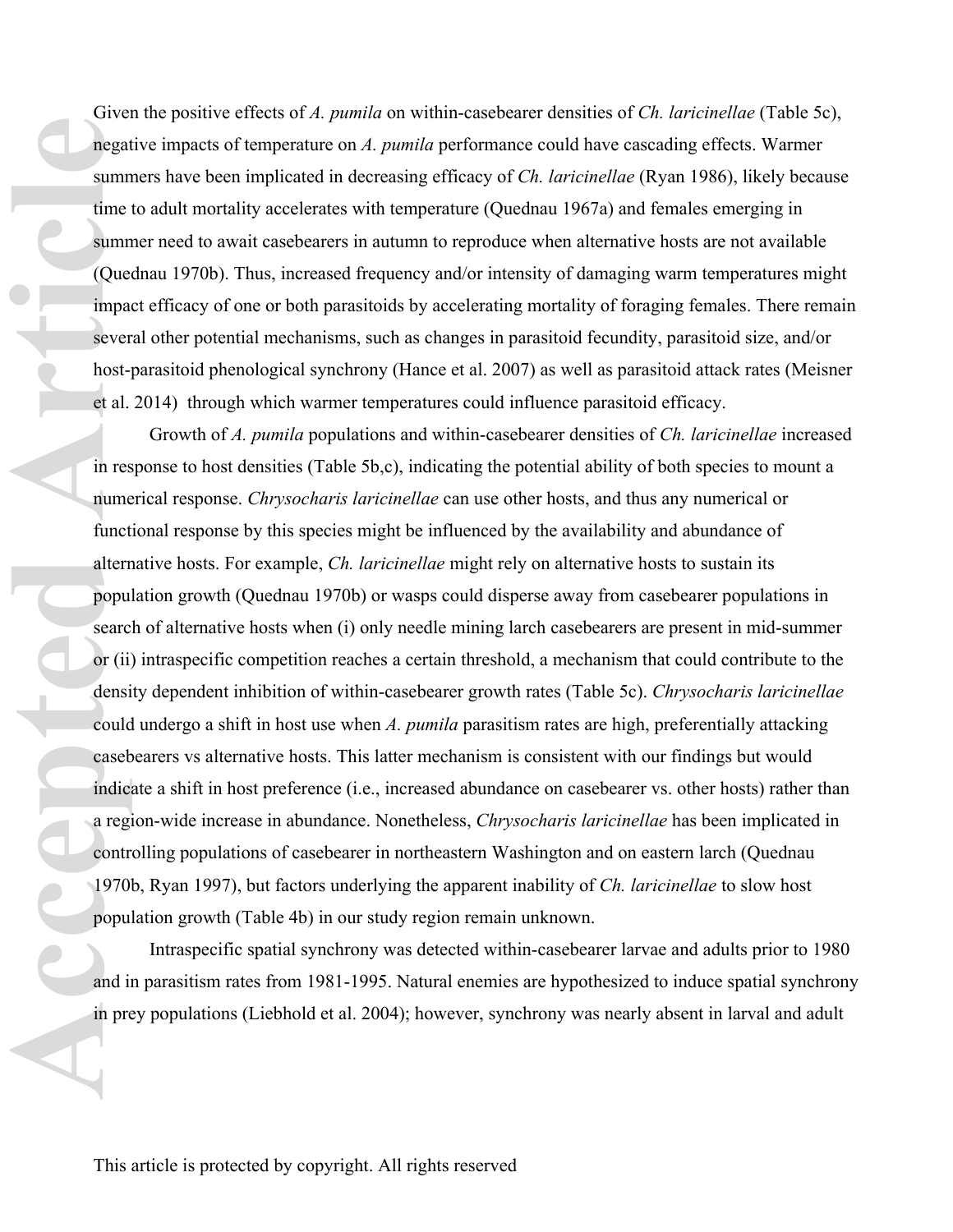Given the positive effects of *A. pumila* on within-casebearer densities of *Ch. laricinellae* (Table 5c), negative impacts of temperature on *A. pumila* performance could have cascading effects. Warmer summers have been implicated in decreasing efficacy of *Ch. laricinellae* (Ryan 1986), likely because time to adult mortality accelerates with temperature (Quednau 1967a) and females emerging in summer need to await casebearers in autumn to reproduce when alternative hosts are not available (Quednau 1970b). Thus, increased frequency and/or intensity of damaging warm temperatures might impact efficacy of one or both parasitoids by accelerating mortality of foraging females. There remain several other potential mechanisms, such as changes in parasitoid fecundity, parasitoid size, and/or host-parasitoid phenological synchrony (Hance et al. 2007) as well as parasitoid attack rates (Meisner et al. 2014) through which warmer temperatures could influence parasitoid efficacy.

Growth of *A. pumila* populations and within-casebearer densities of *Ch. laricinellae* increased in response to host densities (Table 5b,c), indicating the potential ability of both species to mount a numerical response. *Chrysocharis laricinellae* can use other hosts, and thus any numerical or functional response by this species might be influenced by the availability and abundance of alternative hosts. For example, *Ch. laricinellae* might rely on alternative hosts to sustain its population growth (Quednau 1970b) or wasps could disperse away from casebearer populations in search of alternative hosts when (i) only needle mining larch casebearers are present in mid-summer or (ii) intraspecific competition reaches a certain threshold, a mechanism that could contribute to the density dependent inhibition of within-casebearer growth rates (Table 5c). *Chrysocharis laricinellae* could undergo a shift in host use when *A. pumila* parasitism rates are high, preferentially attacking casebearers vs alternative hosts. This latter mechanism is consistent with our findings but would indicate a shift in host preference (i.e., increased abundance on casebearer vs. other hosts) rather than a region-wide increase in abundance. Nonetheless, *Chrysocharis laricinellae* has been implicated in controlling populations of casebearer in northeastern Washington and on eastern larch (Quednau 1970b, Ryan 1997), but factors underlying the apparent inability of *Ch. laricinellae* to slow host population growth (Table 4b) in our study region remain unknown.

Intraspecific spatial synchrony was detected within-casebearer larvae and adults prior to 1980 and in parasitism rates from 1981-1995. Natural enemies are hypothesized to induce spatial synchrony in prey populations (Liebhold et al. 2004); however, synchrony was nearly absent in larval and adult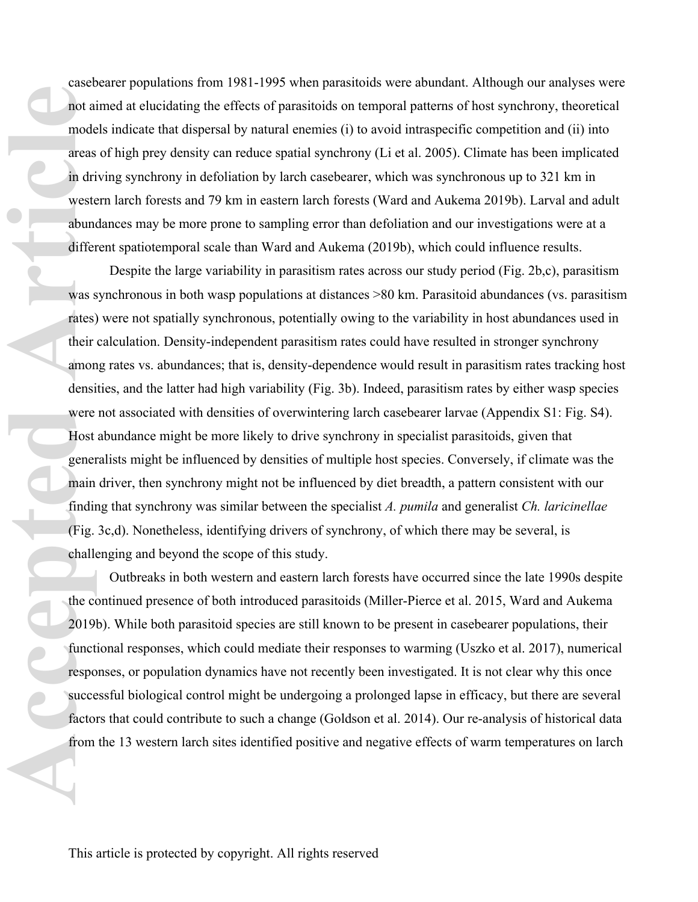casebearer populations from 1981-1995 when parasitoids were abundant. Although our analyses were not aimed at elucidating the effects of parasitoids on temporal patterns of host synchrony, theoretical models indicate that dispersal by natural enemies (i) to avoid intraspecific competition and (ii) into areas of high prey density can reduce spatial synchrony (Li et al. 2005). Climate has been implicated in driving synchrony in defoliation by larch casebearer, which was synchronous up to 321 km in western larch forests and 79 km in eastern larch forests (Ward and Aukema 2019b). Larval and adult abundances may be more prone to sampling error than defoliation and our investigations were at a different spatiotemporal scale than Ward and Aukema (2019b), which could influence results.

Despite the large variability in parasitism rates across our study period (Fig. 2b,c), parasitism was synchronous in both wasp populations at distances >80 km. Parasitoid abundances (vs. parasitism rates) were not spatially synchronous, potentially owing to the variability in host abundances used in their calculation. Density-independent parasitism rates could have resulted in stronger synchrony among rates vs. abundances; that is, density-dependence would result in parasitism rates tracking host densities, and the latter had high variability (Fig. 3b). Indeed, parasitism rates by either wasp species were not associated with densities of overwintering larch casebearer larvae (Appendix S1: Fig. S4). Host abundance might be more likely to drive synchrony in specialist parasitoids, given that generalists might be influenced by densities of multiple host species. Conversely, if climate was the main driver, then synchrony might not be influenced by diet breadth, a pattern consistent with our finding that synchrony was similar between the specialist *A. pumila* and generalist *Ch. laricinellae* (Fig. 3c,d). Nonetheless, identifying drivers of synchrony, of which there may be several, is challenging and beyond the scope of this study.

Outbreaks in both western and eastern larch forests have occurred since the late 1990s despite the continued presence of both introduced parasitoids (Miller-Pierce et al. 2015, Ward and Aukema 2019b). While both parasitoid species are still known to be present in casebearer populations, their functional responses, which could mediate their responses to warming (Uszko et al. 2017), numerical responses, or population dynamics have not recently been investigated. It is not clear why this once successful biological control might be undergoing a prolonged lapse in efficacy, but there are several factors that could contribute to such a change (Goldson et al. 2014). Our re-analysis of historical data from the 13 western larch sites identified positive and negative effects of warm temperatures on larch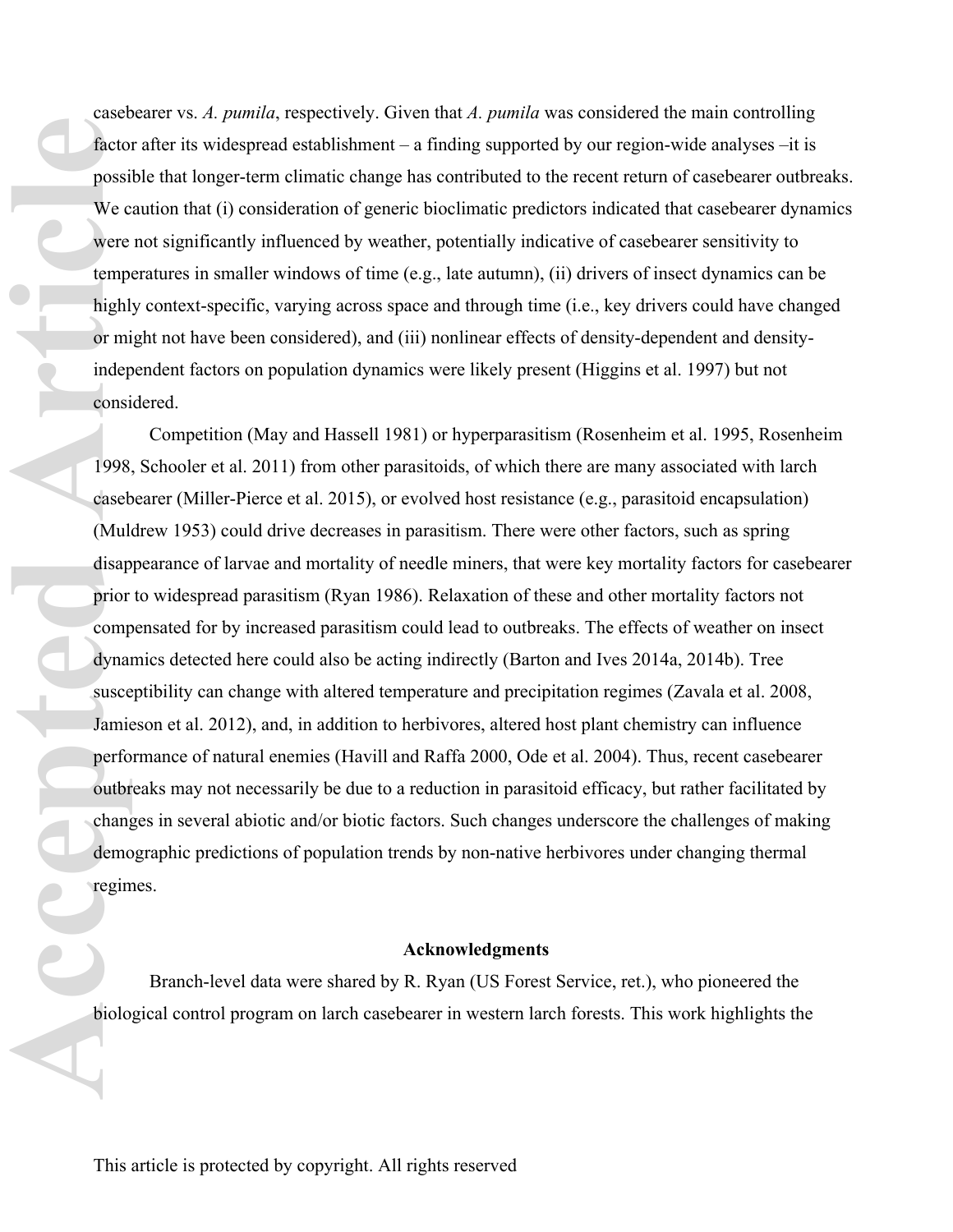casebearer vs. *A. pumila*, respectively. Given that *A. pumila* was considered the main controlling factor after its widespread establishment – a finding supported by our region-wide analyses –it is possible that longer-term climatic change has contributed to the recent return of casebearer outbreaks. We caution that (i) consideration of generic bioclimatic predictors indicated that casebearer dynamics were not significantly influenced by weather, potentially indicative of casebearer sensitivity to temperatures in smaller windows of time (e.g., late autumn), (ii) drivers of insect dynamics can be highly context-specific, varying across space and through time (i.e., key drivers could have changed or might not have been considered), and (iii) nonlinear effects of density-dependent and density-independent factors on population dynamics were likely present (Higgins et al. 1997) but not considered.

Competition (May and Hassell 1981) or hyperparasitism (Rosenheim et al. 1995, Rosenheim 1998, Schooler et al. 2011) from other parasitoids, of which there are many associated with larch casebearer (Miller-Pierce et al. 2015), or evolved host resistance (e.g., parasitoid encapsulation) (Muldrew 1953) could drive decreases in parasitism. There were other factors, such as spring disappearance of larvae and mortality of needle miners, that were key mortality factors for casebearer prior to widespread parasitism (Ryan 1986). Relaxation of these and other mortality factors not compensated for by increased parasitism could lead to outbreaks. The effects of weather on insect dynamics detected here could also be acting indirectly (Barton and Ives 2014a, 2014b). Tree susceptibility can change with altered temperature and precipitation regimes (Zavala et al. 2008, Jamieson et al. 2012), and, in addition to herbivores, altered host plant chemistry can influence performance of natural enemies (Havill and Raffa 2000, Ode et al. 2004). Thus, recent casebearer outbreaks may not necessarily be due to a reduction in parasitoid efficacy, but rather facilitated by changes in several abiotic and/or biotic factors. Such changes underscore the challenges of making demographic predictions of population trends by non-native herbivores under changing thermal regimes.

## Acknowledgments

Branch-level data were shared by R. Ryan (US Forest Service, ret.), who pioneered the biological control program on larch casebearer in western larch forests. This work highlights the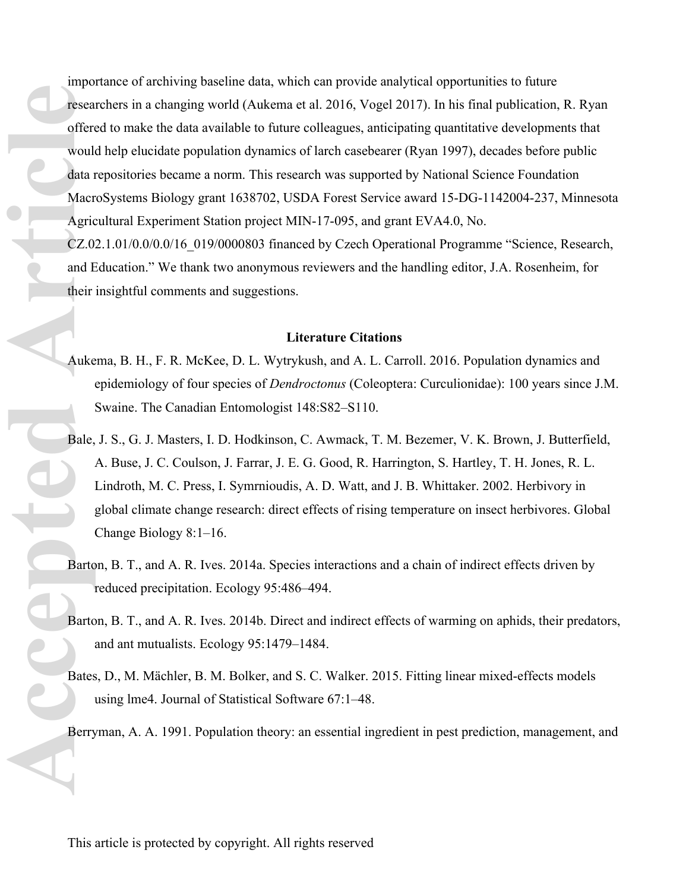importance of archiving baseline data, which can provide analytical opportunities to future researchers in a changing world (Aukema et al. 2016, Vogel 2017). In his final publication, R. Ryan offered to make the data available to future colleagues, anticipating quantitative developments that would help elucidate population dynamics of larch casebearer (Ryan 1997), decades before public data repositories became a norm. This research was supported by National Science Foundation MacroSystems Biology grant 1638702, USDA Forest Service award 15-DG-1142004-237, Minnesota Agricultural Experiment Station project MIN-17-095, and grant EVA4.0, No. CZ.02.1.01/0.0/0.0/16_019/0000803 financed by Czech Operational Programme "Science, Research, and Education." We thank two anonymous reviewers and the handling editor, J.A. Rosenheim, for their insightful comments and suggestions.

## Literature Citations

Aukema, B. H., F. R. McKee, D. L. Wytrykush, and A. L. Carroll. 2016. Population dynamics and epidemiology of four species of *Dendroctonus* (Coleoptera: Curculionidae): 100 years since J.M. Swaine. The Canadian Entomologist 148:S82–S110.

Bale, J. S., G. J. Masters, I. D. Hodkinson, C. Awmack, T. M. Bezemer, V. K. Brown, J. Butterfield, A. Buse, J. C. Coulson, J. Farrar, J. E. G. Good, R. Harrington, S. Hartley, T. H. Jones, R. L. Lindroth, M. C. Press, I. Symrnioudis, A. D. Watt, and J. B. Whittaker. 2002. Herbivory in global climate change research: direct effects of rising temperature on insect herbivores. Global Change Biology 8:1–16.

Barton, B. T., and A. R. Ives. 2014a. Species interactions and a chain of indirect effects driven by reduced precipitation. Ecology 95:486–494.

Barton, B. T., and A. R. Ives. 2014b. Direct and indirect effects of warming on aphids, their predators, and ant mutualists. Ecology 95:1479–1484.

Bates, D., M. Mächler, B. M. Bolker, and S. C. Walker. 2015. Fitting linear mixed-effects models using lme4. Journal of Statistical Software 67:1–48.

Berryman, A. A. 1991. Population theory: an essential ingredient in pest prediction, management, and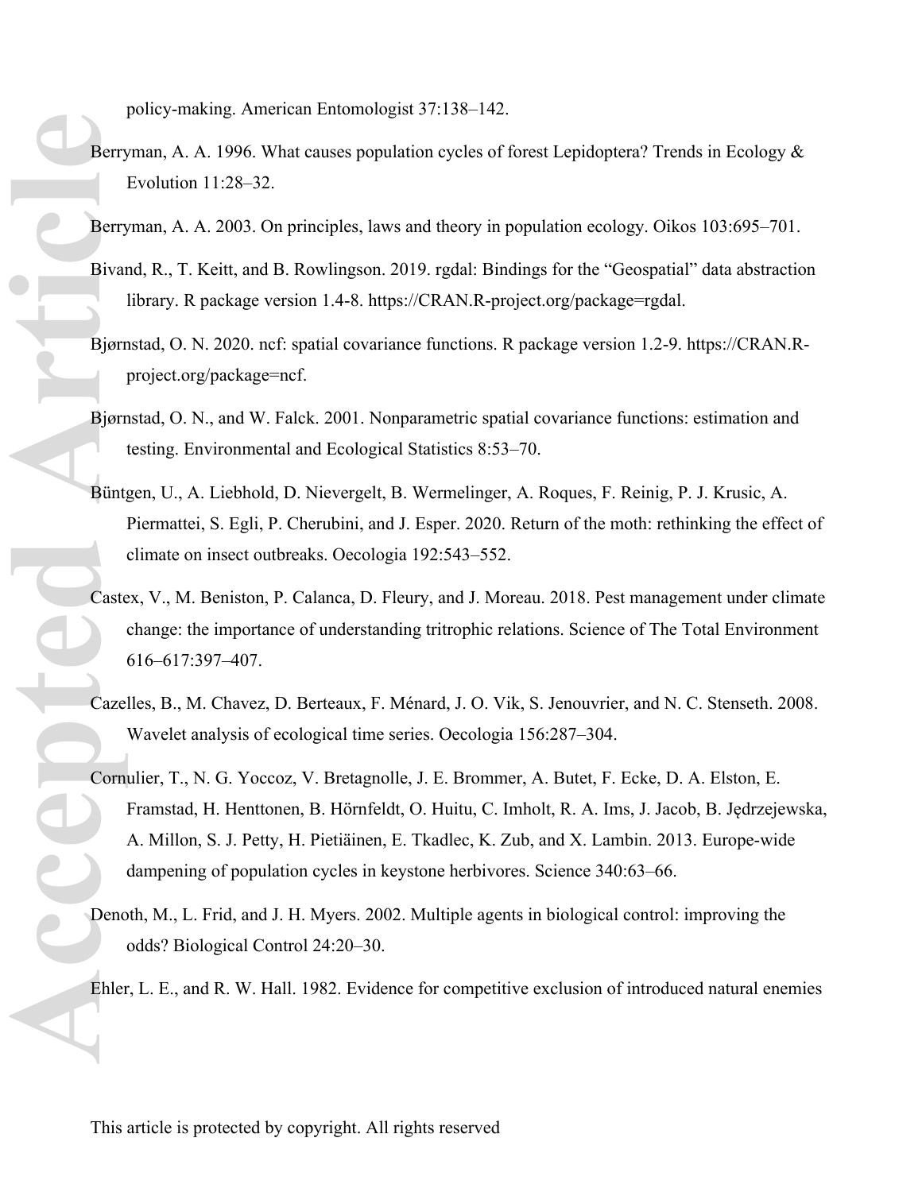policy-making. American Entomologist 37:138–142.

Berryman, A. A. 1996. What causes population cycles of forest Lepidoptera? Trends in Ecology & Evolution 11:28–32.

Berryman, A. A. 2003. On principles, laws and theory in population ecology. Oikos 103:695–701.

Bivand, R., T. Keitt, and B. Rowlingson. 2019. rgdal: Bindings for the "Geospatial" data abstraction library. R package version 1.4-8. https://CRAN.R-project.org/package=rgdal.

Bjørnstad, O. N. 2020. ncf: spatial covariance functions. R package version 1.2-9. https://CRAN.R-project.org/package=ncf.

Bjørnstad, O. N., and W. Falck. 2001. Nonparametric spatial covariance functions: estimation and testing. Environmental and Ecological Statistics 8:53–70.

Büntgen, U., A. Liebhold, D. Nievergelt, B. Wermelinger, A. Roques, F. Reinig, P. J. Krusic, A. Piermattei, S. Egli, P. Cherubini, and J. Esper. 2020. Return of the moth: rethinking the effect of climate on insect outbreaks. Oecologia 192:543–552.

Castex, V., M. Beniston, P. Calanca, D. Fleury, and J. Moreau. 2018. Pest management under climate change: the importance of understanding tritrophic relations. Science of The Total Environment 616–617:397–407.

Cazelles, B., M. Chavez, D. Berteaux, F. Ménard, J. O. Vik, S. Jenouvrier, and N. C. Stenseth. 2008. Wavelet analysis of ecological time series. Oecologia 156:287–304.

Cornulier, T., N. G. Yoccoz, V. Bretagnolle, J. E. Brommer, A. Butet, F. Ecke, D. A. Elston, E. Framstad, H. Henttonen, B. Hörnfeldt, O. Huitu, C. Imholt, R. A. Ims, J. Jacob, B. Jędrzejewska, A. Millon, S. J. Petty, H. Pietiäinen, E. Tkadlec, K. Zub, and X. Lambin. 2013. Europe-wide dampening of population cycles in keystone herbivores. Science 340:63–66.

Denoth, M., L. Frid, and J. H. Myers. 2002. Multiple agents in biological control: improving the odds? Biological Control 24:20–30.

Ehler, L. E., and R. W. Hall. 1982. Evidence for competitive exclusion of introduced natural enemies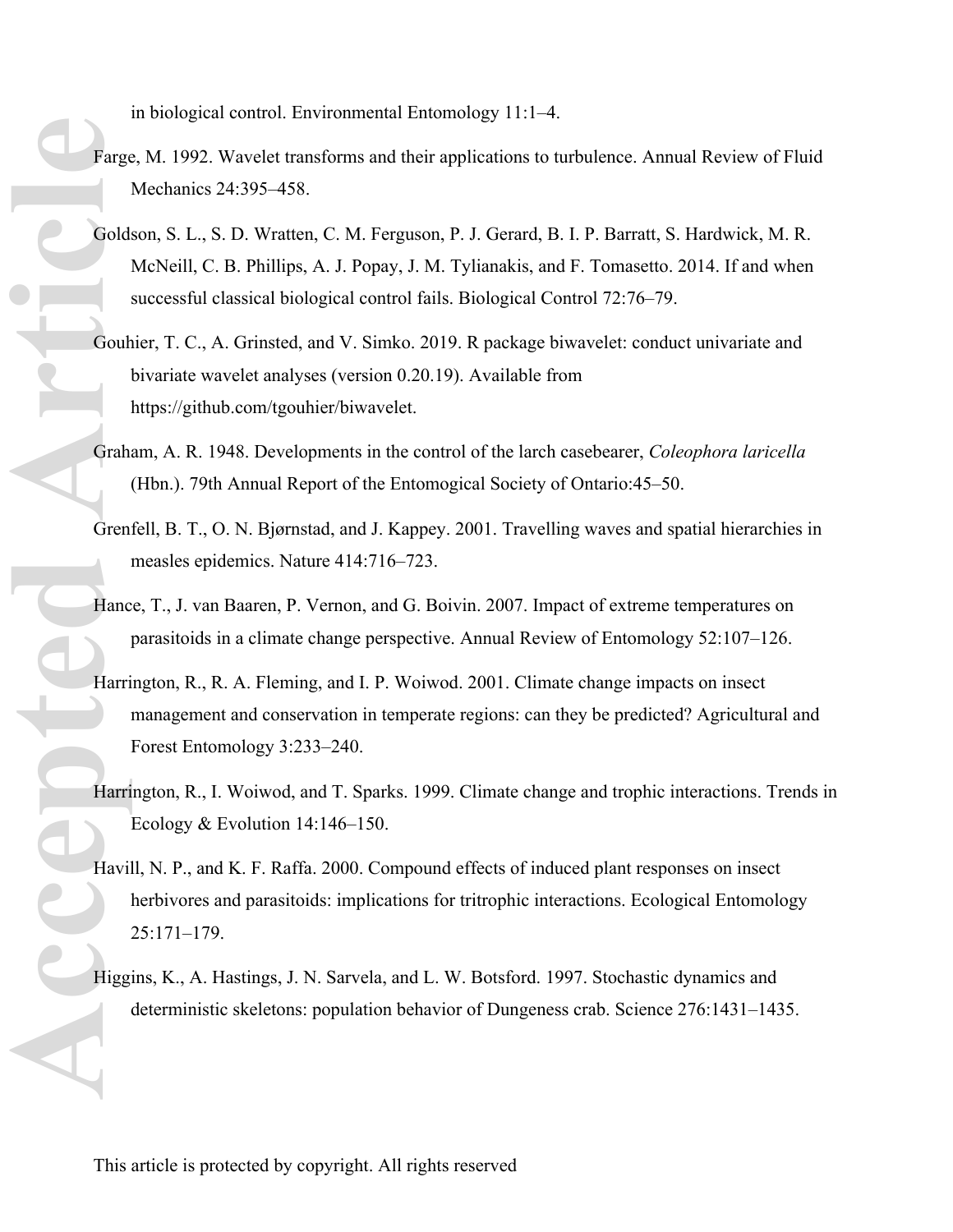in biological control. Environmental Entomology 11:1–4.

Farge, M. 1992. Wavelet transforms and their applications to turbulence. Annual Review of Fluid Mechanics 24:395–458.

Goldson, S. L., S. D. Wratten, C. M. Ferguson, P. J. Gerard, B. I. P. Barratt, S. Hardwick, M. R. McNeill, C. B. Phillips, A. J. Popay, J. M. Tylianakis, and F. Tomasetto. 2014. If and when successful classical biological control fails. Biological Control 72:76–79.

Gouhier, T. C., A. Grinsted, and V. Simko. 2019. R package biwavelet: conduct univariate and bivariate wavelet analyses (version 0.20.19). Available from https://github.com/tgouhier/biwavelet.

Graham, A. R. 1948. Developments in the control of the larch casebearer, *Coleophora laricella* (Hbn.). 79th Annual Report of the Entomogical Society of Ontario:45–50.

Grenfell, B. T., O. N. Bjørnstad, and J. Kappey. 2001. Travelling waves and spatial hierarchies in measles epidemics. Nature 414:716–723.

Hance, T., J. van Baaren, P. Vernon, and G. Boivin. 2007. Impact of extreme temperatures on parasitoids in a climate change perspective. Annual Review of Entomology 52:107–126.

Harrington, R., R. A. Fleming, and I. P. Woiwod. 2001. Climate change impacts on insect management and conservation in temperate regions: can they be predicted? Agricultural and Forest Entomology 3:233–240.

Harrington, R., I. Woiwod, and T. Sparks. 1999. Climate change and trophic interactions. Trends in Ecology & Evolution 14:146–150.

Havill, N. P., and K. F. Raffa. 2000. Compound effects of induced plant responses on insect herbivores and parasitoids: implications for tritrophic interactions. Ecological Entomology 25:171–179.

Higgins, K., A. Hastings, J. N. Sarvela, and L. W. Botsford. 1997. Stochastic dynamics and deterministic skeletons: population behavior of Dungeness crab. Science 276:1431–1435.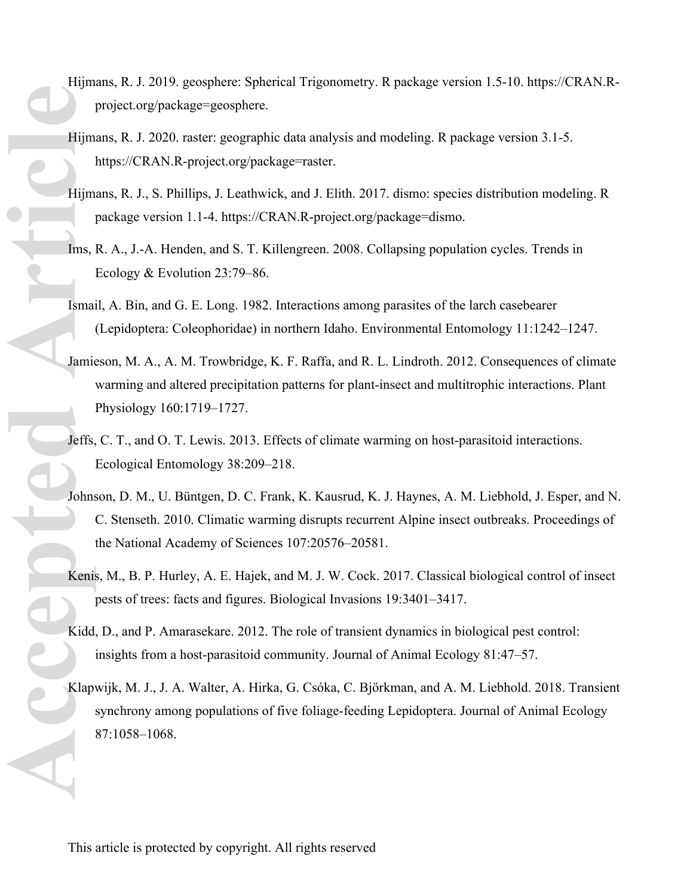Hijmans, R. J. 2019. geosphere: Spherical Trigonometry. R package version 1.5-10. https://CRAN.R-project.org/package=geosphere.

Hijmans, R. J. 2020. raster: geographic data analysis and modeling. R package version 3.1-5. https://CRAN.R-project.org/package=raster.

Hijmans, R. J., S. Phillips, J. Leathwick, and J. Elith. 2017. dismo: species distribution modeling. R package version 1.1-4. https://CRAN.R-project.org/package=dismo.

Ims, R. A., J.-A. Henden, and S. T. Killengreen. 2008. Collapsing population cycles. Trends in Ecology & Evolution 23:79–86.

Ismail, A. Bin, and G. E. Long. 1982. Interactions among parasites of the larch casebearer (Lepidoptera: Coleophoridae) in northern Idaho. Environmental Entomology 11:1242–1247.

Jamieson, M. A., A. M. Trowbridge, K. F. Raffa, and R. L. Lindroth. 2012. Consequences of climate warming and altered precipitation patterns for plant-insect and multitrophic interactions. Plant Physiology 160:1719–1727.

Jeffs, C. T., and O. T. Lewis. 2013. Effects of climate warming on host-parasitoid interactions. Ecological Entomology 38:209–218.

Johnson, D. M., U. Büntgen, D. C. Frank, K. Kausrud, K. J. Haynes, A. M. Liebhold, J. Esper, and N. C. Stenseth. 2010. Climatic warming disrupts recurrent Alpine insect outbreaks. Proceedings of the National Academy of Sciences 107:20576–20581.

Kenis, M., B. P. Hurley, A. E. Hajek, and M. J. W. Cock. 2017. Classical biological control of insect pests of trees: facts and figures. Biological Invasions 19:3401–3417.

Kidd, D., and P. Amarasekare. 2012. The role of transient dynamics in biological pest control: insights from a host-parasitoid community. Journal of Animal Ecology 81:47–57.

Klapwijk, M. J., J. A. Walter, A. Hirka, G. Csóka, C. Björkman, and A. M. Liebhold. 2018. Transient synchrony among populations of five foliage-feeding Lepidoptera. Journal of Animal Ecology 87:1058–1068.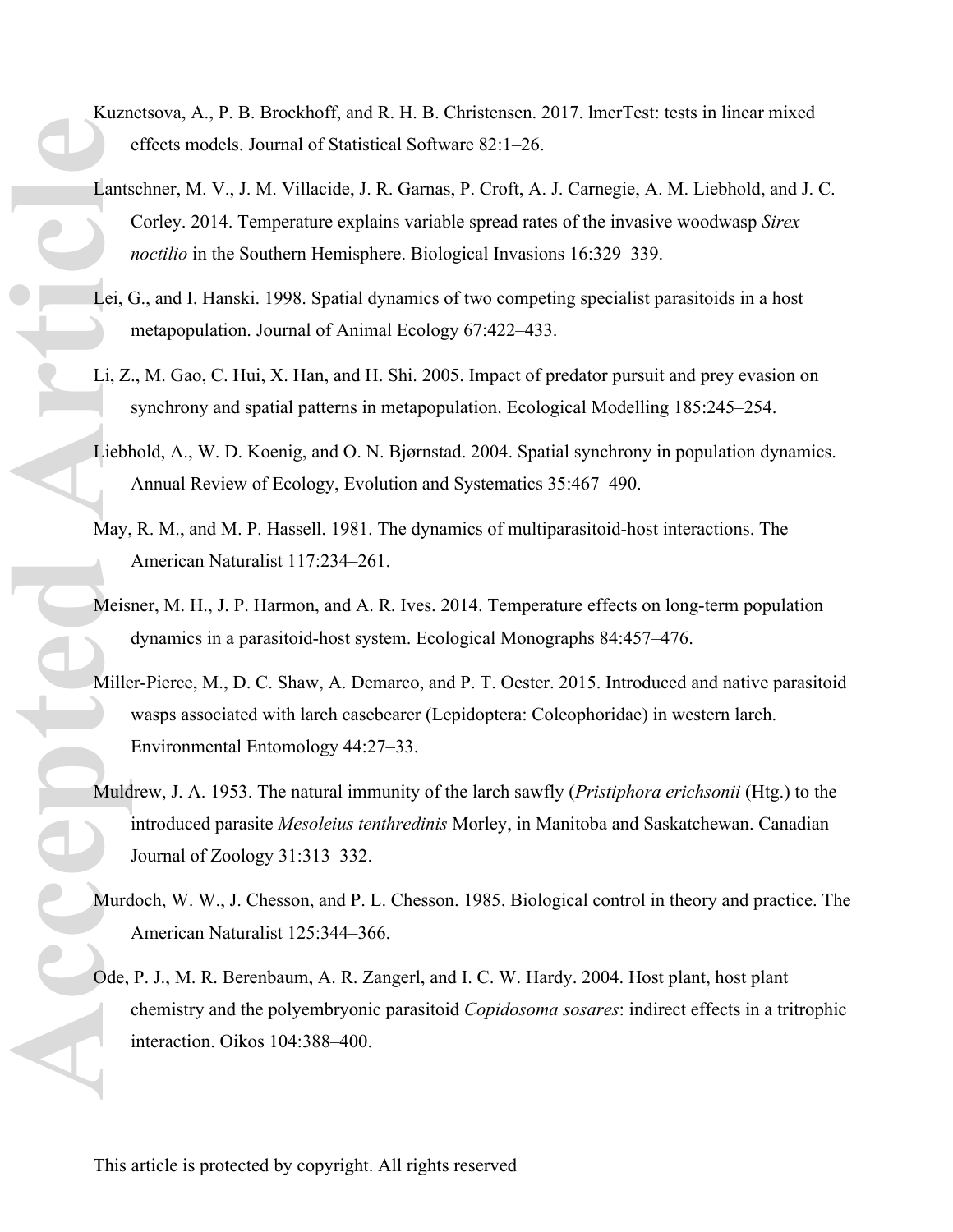Kuznetsova, A., P. B. Brockhoff, and R. H. B. Christensen. 2017. lmerTest: tests in linear mixed effects models. Journal of Statistical Software 82:1–26.

Lantschner, M. V., J. M. Villacide, J. R. Garnas, P. Croft, A. J. Carnegie, A. M. Liebhold, and J. C. Corley. 2014. Temperature explains variable spread rates of the invasive woodwasp *Sirex noctilio* in the Southern Hemisphere. Biological Invasions 16:329–339.

Lei, G., and I. Hanski. 1998. Spatial dynamics of two competing specialist parasitoids in a host metapopulation. Journal of Animal Ecology 67:422–433.

Li, Z., M. Gao, C. Hui, X. Han, and H. Shi. 2005. Impact of predator pursuit and prey evasion on synchrony and spatial patterns in metapopulation. Ecological Modelling 185:245–254.

Liebhold, A., W. D. Koenig, and O. N. Bjørnstad. 2004. Spatial synchrony in population dynamics. Annual Review of Ecology, Evolution and Systematics 35:467–490.

May, R. M., and M. P. Hassell. 1981. The dynamics of multiparasitoid-host interactions. The American Naturalist 117:234–261.

Meisner, M. H., J. P. Harmon, and A. R. Ives. 2014. Temperature effects on long-term population dynamics in a parasitoid-host system. Ecological Monographs 84:457–476.

Miller-Pierce, M., D. C. Shaw, A. Demarco, and P. T. Oester. 2015. Introduced and native parasitoid wasps associated with larch casebearer (Lepidoptera: Coleophoridae) in western larch. Environmental Entomology 44:27–33.

Muldrew, J. A. 1953. The natural immunity of the larch sawfly (*Pristiphora erichsonii* (Htg.) to the introduced parasite *Mesoleius tenthredinis* Morley, in Manitoba and Saskatchewan. Canadian Journal of Zoology 31:313–332.

Murdoch, W. W., J. Chesson, and P. L. Chesson. 1985. Biological control in theory and practice. The American Naturalist 125:344–366.

Ode, P. J., M. R. Berenbaum, A. R. Zangerl, and I. C. W. Hardy. 2004. Host plant, host plant chemistry and the polyembryonic parasitoid *Copidosoma sosares*: indirect effects in a tritrophic interaction. Oikos 104:388–400.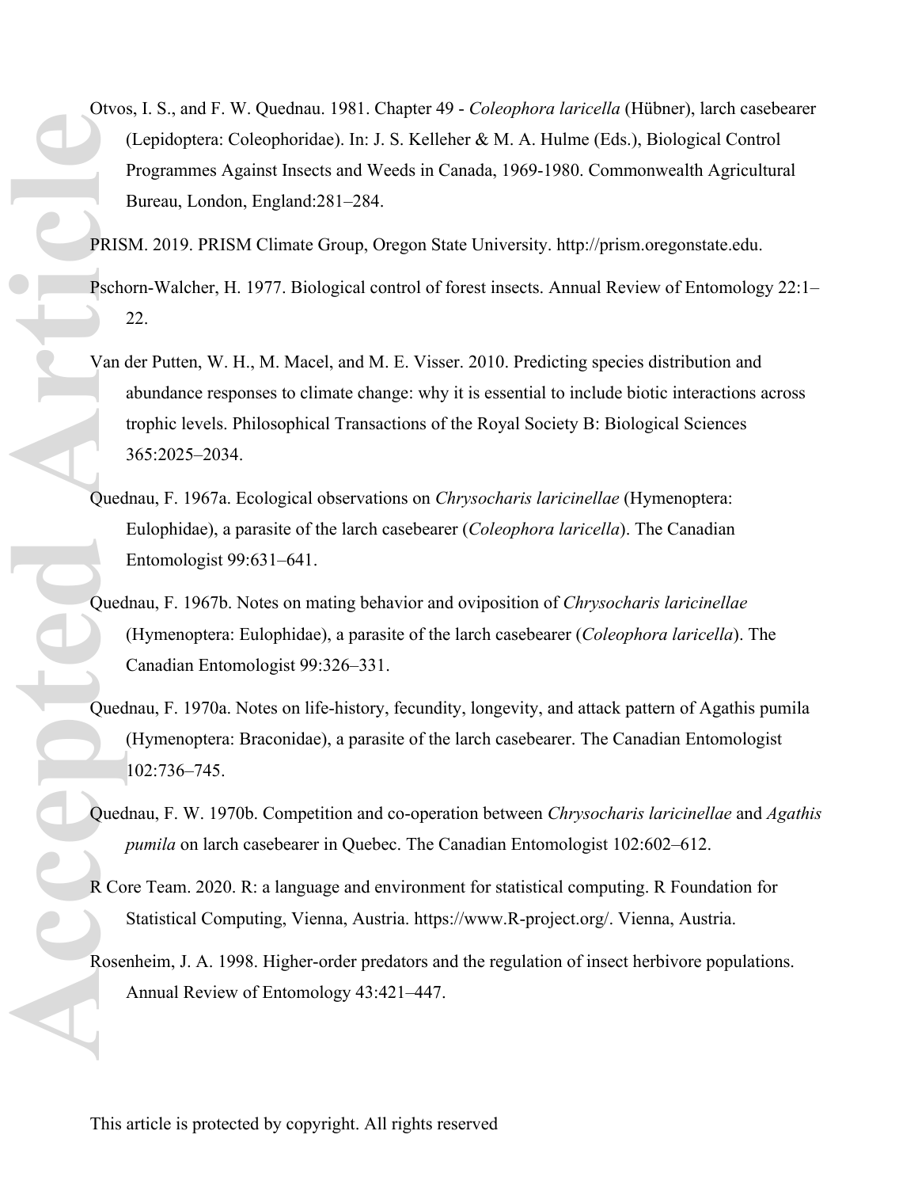Otvos, I. S., and F. W. Quednau. 1981. Chapter 49 - *Coleophora laricella* (Hübner), larch casebearer (Lepidoptera: Coleophoridae). In: J. S. Kelleher & M. A. Hulme (Eds.), Biological Control Programmes Against Insects and Weeds in Canada, 1969-1980. Commonwealth Agricultural Bureau, London, England:281–284.

PRISM. 2019. PRISM Climate Group, Oregon State University. http://prism.oregonstate.edu.

Pschorn-Walcher, H. 1977. Biological control of forest insects. Annual Review of Entomology 22:1–22.

Van der Putten, W. H., M. Macel, and M. E. Visser. 2010. Predicting species distribution and abundance responses to climate change: why it is essential to include biotic interactions across trophic levels. Philosophical Transactions of the Royal Society B: Biological Sciences 365:2025–2034.

Quednau, F. 1967a. Ecological observations on *Chrysocharis laricinellae* (Hymenoptera: Eulophidae), a parasite of the larch casebearer (*Coleophora laricella*). The Canadian Entomologist 99:631–641.

Quednau, F. 1967b. Notes on mating behavior and oviposition of *Chrysocharis laricinellae* (Hymenoptera: Eulophidae), a parasite of the larch casebearer (*Coleophora laricella*). The Canadian Entomologist 99:326–331.

Quednau, F. 1970a. Notes on life-history, fecundity, longevity, and attack pattern of Agathis pumila (Hymenoptera: Braconidae), a parasite of the larch casebearer. The Canadian Entomologist 102:736–745.

Quednau, F. W. 1970b. Competition and co-operation between *Chrysocharis laricinellae* and *Agathis pumila* on larch casebearer in Quebec. The Canadian Entomologist 102:602–612.

R Core Team. 2020. R: a language and environment for statistical computing. R Foundation for Statistical Computing, Vienna, Austria. https://www.R-project.org/. Vienna, Austria.

Rosenheim, J. A. 1998. Higher-order predators and the regulation of insect herbivore populations. Annual Review of Entomology 43:421–447.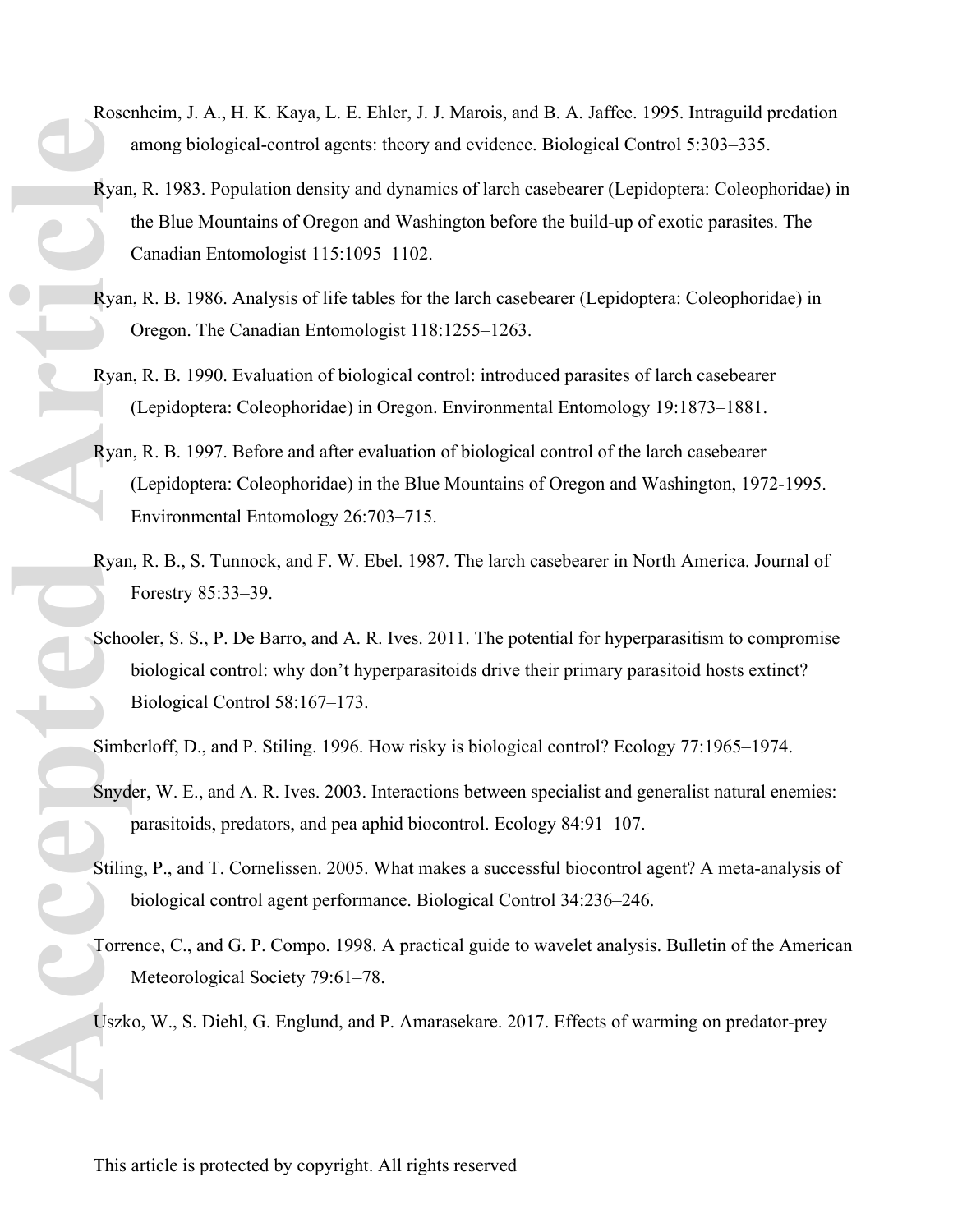Rosenheim, J. A., H. K. Kaya, L. E. Ehler, J. J. Marois, and B. A. Jaffee. 1995. Intraguild predation among biological-control agents: theory and evidence. Biological Control 5:303–335.

Ryan, R. 1983. Population density and dynamics of larch casebearer (Lepidoptera: Coleophoridae) in the Blue Mountains of Oregon and Washington before the build-up of exotic parasites. The Canadian Entomologist 115:1095–1102.

Ryan, R. B. 1986. Analysis of life tables for the larch casebearer (Lepidoptera: Coleophoridae) in Oregon. The Canadian Entomologist 118:1255–1263.

Ryan, R. B. 1990. Evaluation of biological control: introduced parasites of larch casebearer (Lepidoptera: Coleophoridae) in Oregon. Environmental Entomology 19:1873–1881.

Ryan, R. B. 1997. Before and after evaluation of biological control of the larch casebearer (Lepidoptera: Coleophoridae) in the Blue Mountains of Oregon and Washington, 1972-1995. Environmental Entomology 26:703–715.

Ryan, R. B., S. Tunnock, and F. W. Ebel. 1987. The larch casebearer in North America. Journal of Forestry 85:33–39.

Schooler, S. S., P. De Barro, and A. R. Ives. 2011. The potential for hyperparasitism to compromise biological control: why don't hyperparasitoids drive their primary parasitoid hosts extinct? Biological Control 58:167–173.

Simberloff, D., and P. Stiling. 1996. How risky is biological control? Ecology 77:1965–1974.

Snyder, W. E., and A. R. Ives. 2003. Interactions between specialist and generalist natural enemies: parasitoids, predators, and pea aphid biocontrol. Ecology 84:91–107.

Stiling, P., and T. Cornelissen. 2005. What makes a successful biocontrol agent? A meta-analysis of biological control agent performance. Biological Control 34:236–246.

Torrence, C., and G. P. Compo. 1998. A practical guide to wavelet analysis. Bulletin of the American Meteorological Society 79:61–78.

Uszko, W., S. Diehl, G. Englund, and P. Amarasekare. 2017. Effects of warming on predator-prey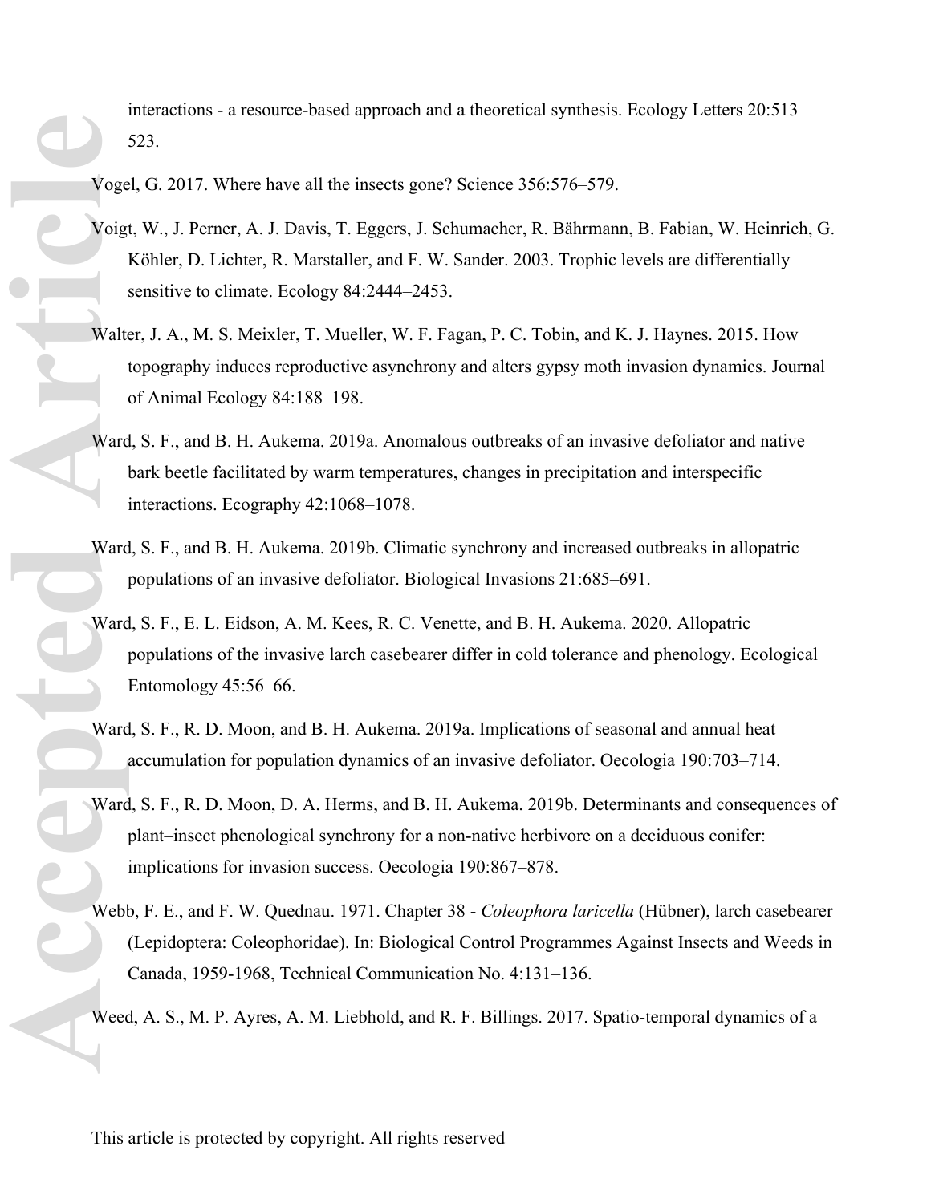interactions - a resource-based approach and a theoretical synthesis. Ecology Letters 20:513–523.

Vogel, G. 2017. Where have all the insects gone? Science 356:576–579.

Voigt, W., J. Perner, A. J. Davis, T. Eggers, J. Schumacher, R. Bährmann, B. Fabian, W. Heinrich, G. Köhler, D. Lichter, R. Marstaller, and F. W. Sander. 2003. Trophic levels are differentially sensitive to climate. Ecology 84:2444–2453.

Walter, J. A., M. S. Meixler, T. Mueller, W. F. Fagan, P. C. Tobin, and K. J. Haynes. 2015. How topography induces reproductive asynchrony and alters gypsy moth invasion dynamics. Journal of Animal Ecology 84:188–198.

Ward, S. F., and B. H. Aukema. 2019a. Anomalous outbreaks of an invasive defoliator and native bark beetle facilitated by warm temperatures, changes in precipitation and interspecific interactions. Ecography 42:1068–1078.

Ward, S. F., and B. H. Aukema. 2019b. Climatic synchrony and increased outbreaks in allopatric populations of an invasive defoliator. Biological Invasions 21:685–691.

Ward, S. F., E. L. Eidson, A. M. Kees, R. C. Venette, and B. H. Aukema. 2020. Allopatric populations of the invasive larch casebearer differ in cold tolerance and phenology. Ecological Entomology 45:56–66.

Ward, S. F., R. D. Moon, and B. H. Aukema. 2019a. Implications of seasonal and annual heat accumulation for population dynamics of an invasive defoliator. Oecologia 190:703–714.

Ward, S. F., R. D. Moon, D. A. Herms, and B. H. Aukema. 2019b. Determinants and consequences of plant–insect phenological synchrony for a non-native herbivore on a deciduous conifer: implications for invasion success. Oecologia 190:867–878.

Webb, F. E., and F. W. Quednau. 1971. Chapter 38 - *Coleophora laricella* (Hübner), larch casebearer (Lepidoptera: Coleophoridae). In: Biological Control Programmes Against Insects and Weeds in Canada, 1959-1968, Technical Communication No. 4:131–136.

Weed, A. S., M. P. Ayres, A. M. Liebhold, and R. F. Billings. 2017. Spatio-temporal dynamics of a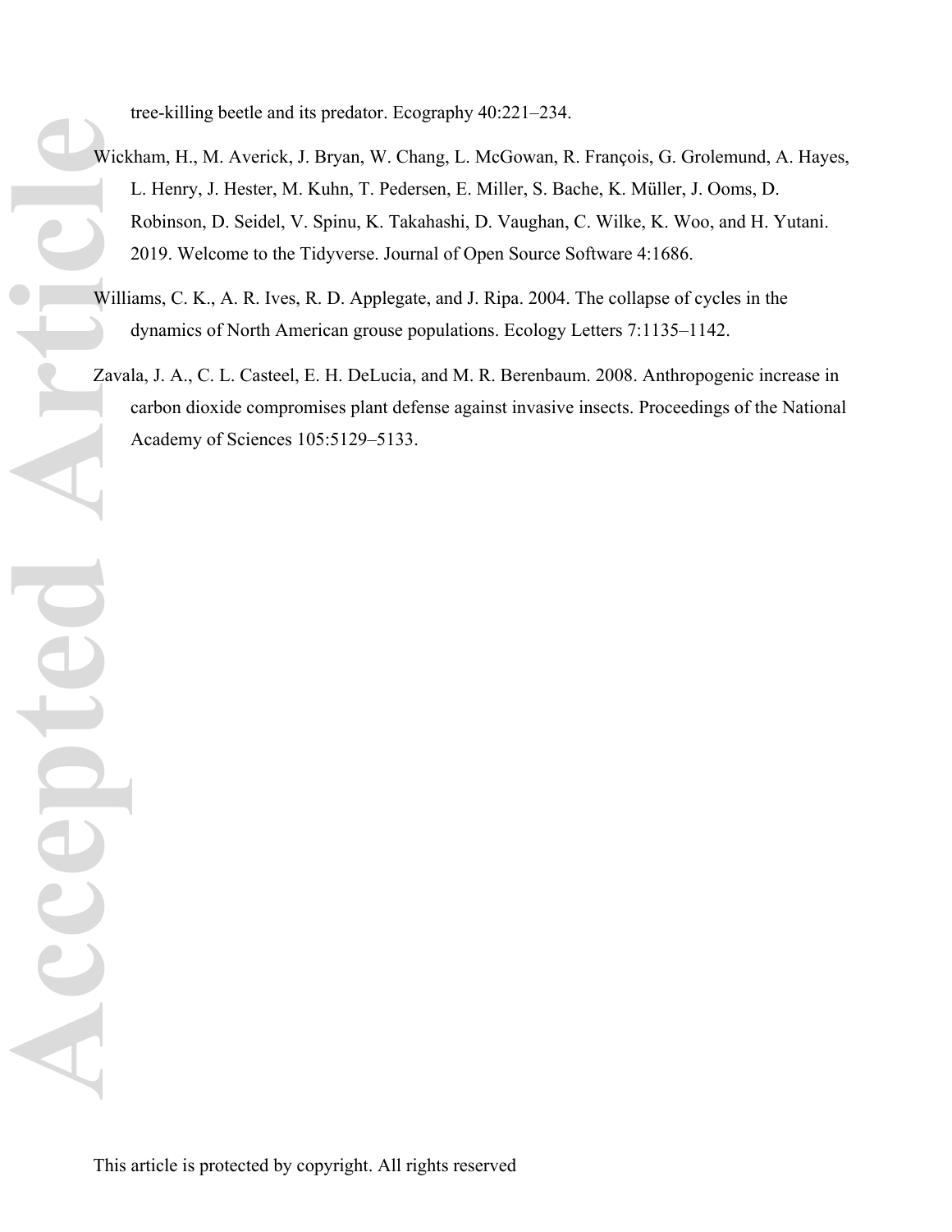tree-killing beetle and its predator. Ecography 40:221–234.

Wickham, H., M. Averick, J. Bryan, W. Chang, L. McGowan, R. François, G. Grolemund, A. Hayes, L. Henry, J. Hester, M. Kuhn, T. Pedersen, E. Miller, S. Bache, K. Müller, J. Ooms, D. Robinson, D. Seidel, V. Spinu, K. Takahashi, D. Vaughan, C. Wilke, K. Woo, and H. Yutani. 2019. Welcome to the Tidyverse. Journal of Open Source Software 4:1686.

Williams, C. K., A. R. Ives, R. D. Applegate, and J. Ripa. 2004. The collapse of cycles in the dynamics of North American grouse populations. Ecology Letters 7:1135–1142.

Zavala, J. A., C. L. Casteel, E. H. DeLucia, and M. R. Berenbaum. 2008. Anthropogenic increase in carbon dioxide compromises plant defense against invasive insects. Proceedings of the National Academy of Sciences 105:5129–5133.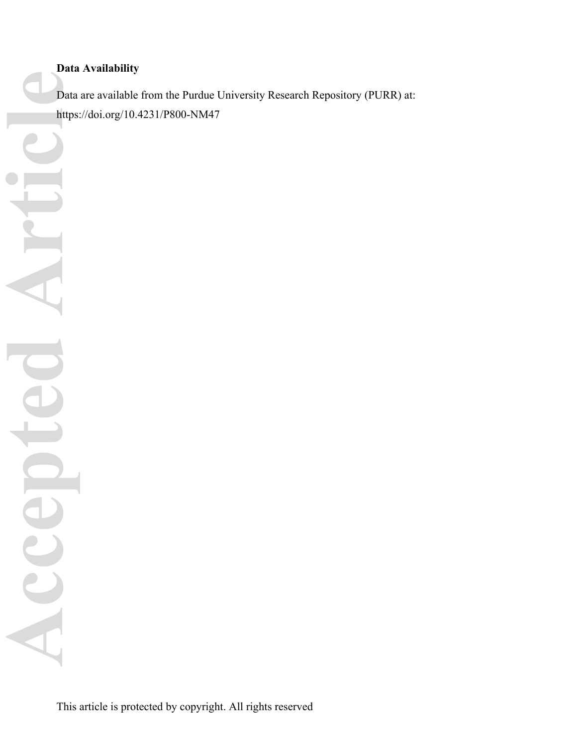**Data Availability**

Data are available from the Purdue University Research Repository (PURR) at: https://doi.org/10.4231/P800-NM47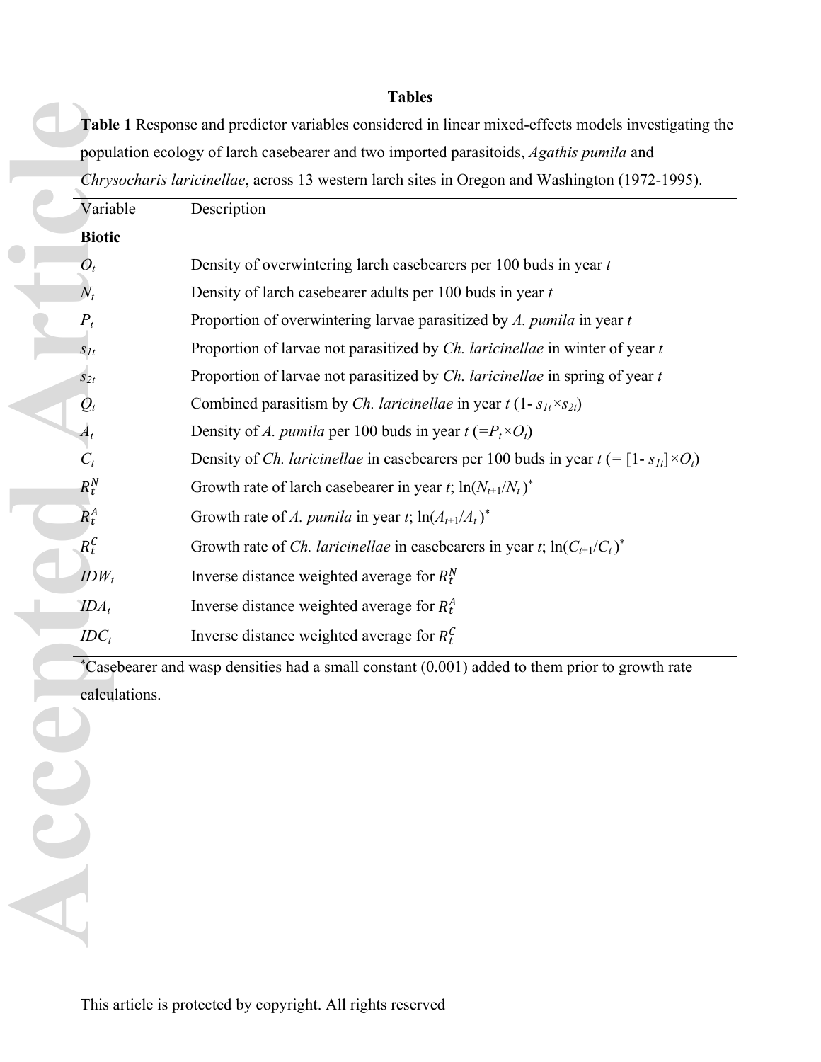# Tables

**Table 1** Response and predictor variables considered in linear mixed-effects models investigating the population ecology of larch casebearer and two imported parasitoids, *Agathis pumila* and *Chrysocharis laricinellae*, across 13 western larch sites in Oregon and Washington (1972-1995).

| Variable | Description |
|---|---|
| **Biotic** | |
| $O_t$ | Density of overwintering larch casebearers per 100 buds in year *t* |
| $N_t$ | Density of larch casebearer adults per 100 buds in year *t* |
| $P_t$ | Proportion of overwintering larvae parasitized by *A. pumila* in year *t* |
| $s_{1t}$ | Proportion of larvae not parasitized by *Ch. laricinellae* in winter of year *t* |
| $s_{2t}$ | Proportion of larvae not parasitized by *Ch. laricinellae* in spring of year *t* |
| $Q_t$ | Combined parasitism by *Ch. laricinellae* in year *t* ($1- s_{1t}\times s_{2t}$) |
| $A_t$ | Density of *A. pumila* per 100 buds in year *t* ($=P_t\times O_t$) |
| $C_t$ | Density of *Ch. laricinellae* in casebearers per 100 buds in year *t* ($= [1- s_{1t}]\times O_t$) |
| $R_t^N$ | Growth rate of larch casebearer in year *t*; $\ln(N_{t+1}/N_t)$* |
| $R_t^A$ | Growth rate of *A. pumila* in year *t*; $\ln(A_{t+1}/A_t)$* |
| $R_t^C$ | Growth rate of *Ch. laricinellae* in casebearers in year *t*; $\ln(C_{t+1}/C_t)$* |
| $IDW_t$ | Inverse distance weighted average for $R_t^N$ |
| $IDA_t$ | Inverse distance weighted average for $R_t^A$ |
| $IDC_t$ | Inverse distance weighted average for $R_t^C$ |

*Casebearer and wasp densities had a small constant (0.001) added to them prior to growth rate calculations.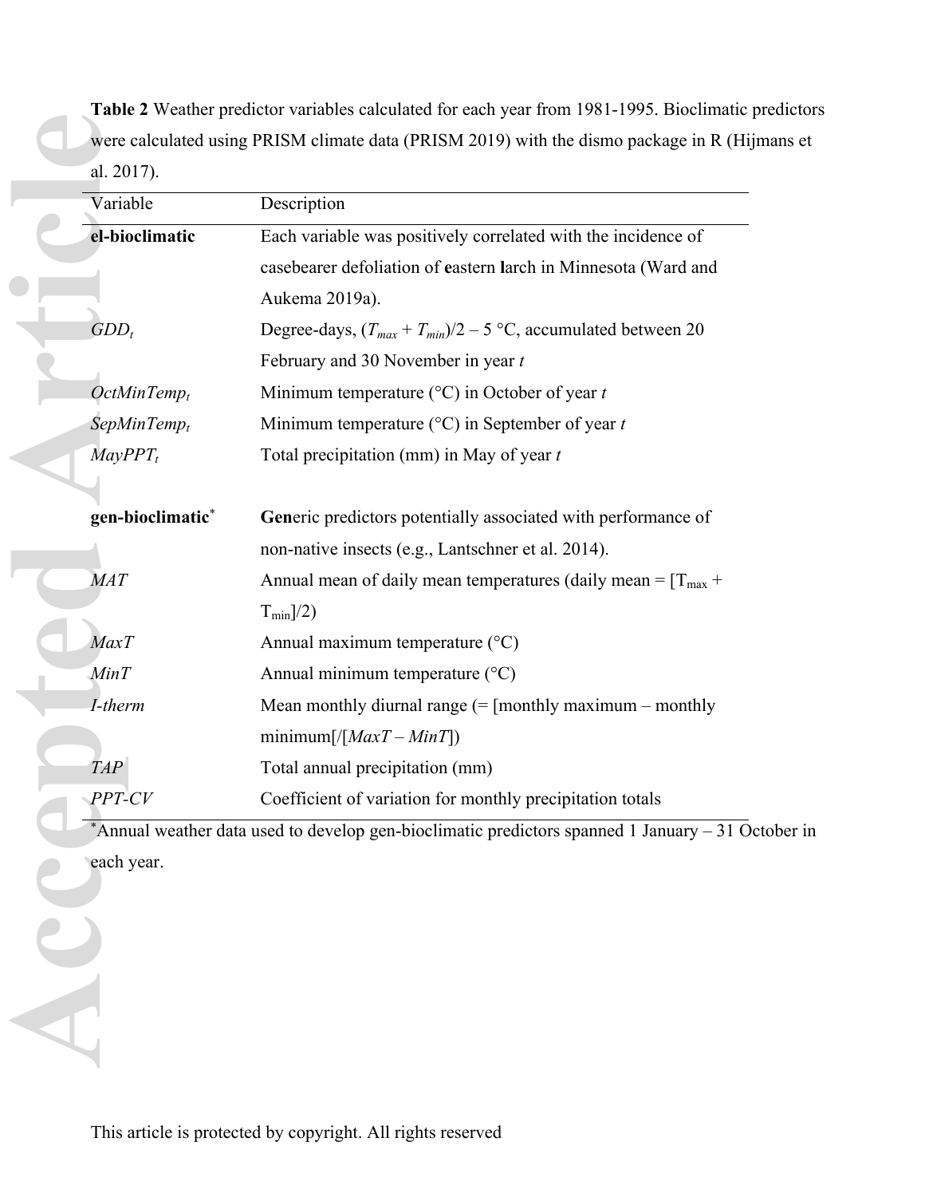**Table 2** Weather predictor variables calculated for each year from 1981-1995. Bioclimatic predictors were calculated using PRISM climate data (PRISM 2019) with the dismo package in R (Hijmans et al. 2017).

| Variable | Description |
|---|---|
| **el-bioclimatic** | Each variable was positively correlated with the incidence of casebearer defoliation of **e**astern **l**arch in Minnesota (Ward and Aukema 2019a). |
| $GDD_t$ | Degree-days, $(T_{max} + T_{min})/2 – 5$ °C, accumulated between 20 February and 30 November in year $t$ |
| $OctMinTemp_t$ | Minimum temperature (°C) in October of year $t$ |
| $SepMinTemp_t$ | Minimum temperature (°C) in September of year $t$ |
| $MayPPT_t$ | Total precipitation (mm) in May of year $t$ |
| | |
| **gen-bioclimatic*** | **Gen**eric predictors potentially associated with performance of non-native insects (e.g., Lantschner et al. 2014). |
| *MAT* | Annual mean of daily mean temperatures (daily mean = $[T_{max} + T_{min}]/2$) |
| *MaxT* | Annual maximum temperature (°C) |
| *MinT* | Annual minimum temperature (°C) |
| *I-therm* | Mean monthly diurnal range (= [monthly maximum – monthly minimum[/[*MaxT* – *MinT*]) |
| *TAP* | Total annual precipitation (mm) |
| *PPT-CV* | Coefficient of variation for monthly precipitation totals |

*Annual weather data used to develop gen-bioclimatic predictors spanned 1 January – 31 October in each year.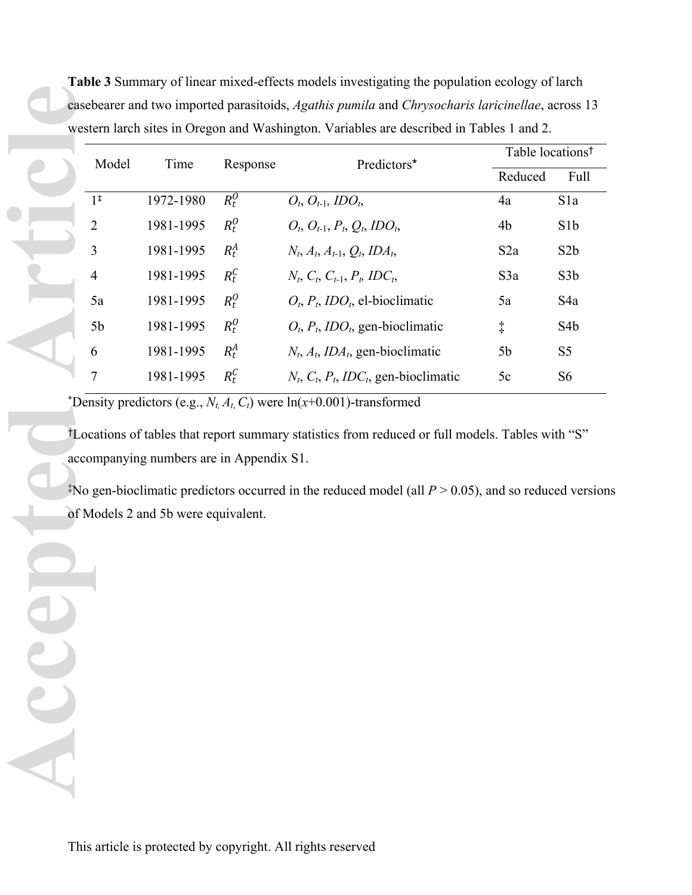**Table 3** Summary of linear mixed-effects models investigating the population ecology of larch casebearer and two imported parasitoids, *Agathis pumila* and *Chrysocharis laricinellae*, across 13 western larch sites in Oregon and Washington. Variables are described in Tables 1 and 2.

| Model | Time | Response | Predictors* | Table locations† | |
|---|---|---|---|---|---|
| | | | | Reduced | Full |
| 1‡ | 1972-1980 | $R_t^O$ | $O_t$, $O_{t\text{-}1}$, $IDO_t$, | 4a | S1a |
| 2 | 1981-1995 | $R_t^O$ | $O_t$, $O_{t\text{-}1}$, $P_t$, $Q_t$, $IDO_t$, | 4b | S1b |
| 3 | 1981-1995 | $R_t^A$ | $N_t$, $A_t$, $A_{t\text{-}1}$, $Q_t$, $IDA_t$, | S2a | S2b |
| 4 | 1981-1995 | $R_t^C$ | $N_t$, $C_t$, $C_{t\text{-}1}$, $P_t$, $IDC_t$, | S3a | S3b |
| 5a | 1981-1995 | $R_t^O$ | $O_t$, $P_t$, $IDO_t$, el-bioclimatic | 5a | S4a |
| 5b | 1981-1995 | $R_t^O$ | $O_t$, $P_t$, $IDO_t$, gen-bioclimatic | ‡ | S4b |
| 6 | 1981-1995 | $R_t^A$ | $N_t$, $A_t$, $IDA_t$, gen-bioclimatic | 5b | S5 |
| 7 | 1981-1995 | $R_t^C$ | $N_t$, $C_t$, $P_t$, $IDC_t$, gen-bioclimatic | 5c | S6 |

*Density predictors (e.g., $N_t$, $A_t$, $C_t$) were ln($x$+0.001)-transformed

†Locations of tables that report summary statistics from reduced or full models. Tables with "S" accompanying numbers are in Appendix S1.

‡No gen-bioclimatic predictors occurred in the reduced model (all $P > 0.05$), and so reduced versions of Models 2 and 5b were equivalent.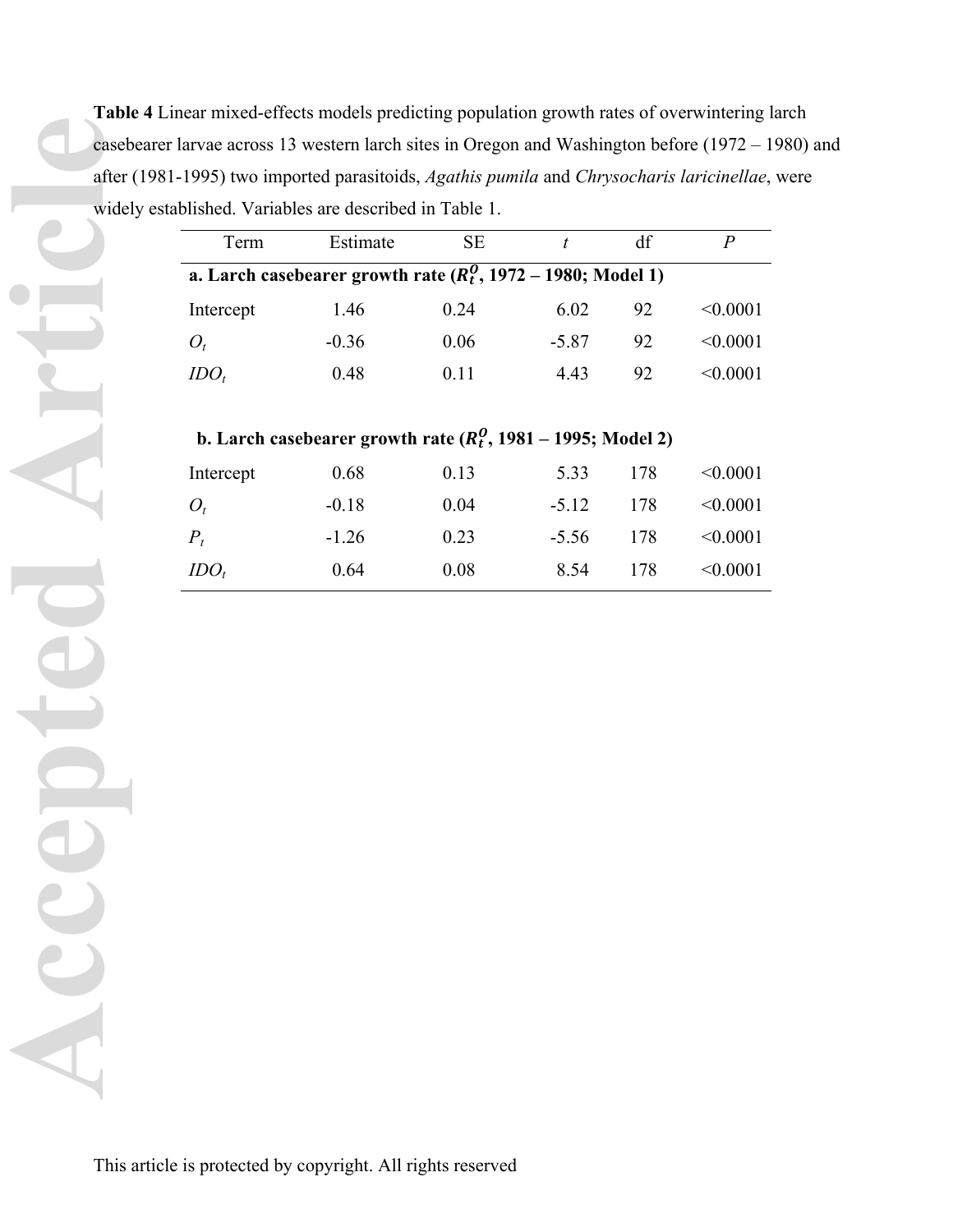**Table 4** Linear mixed-effects models predicting population growth rates of overwintering larch casebearer larvae across 13 western larch sites in Oregon and Washington before (1972 – 1980) and after (1981-1995) two imported parasitoids, *Agathis pumila* and *Chrysocharis laricinellae*, were widely established. Variables are described in Table 1.

| Term | Estimate | SE | $t$ | df | $P$ |
|---|---|---|---|---|---|
| **a. Larch casebearer growth rate ($R_t^O$, 1972 – 1980; Model 1)** | | | | | |
| Intercept | 1.46 | 0.24 | 6.02 | 92 | <0.0001 |
| $O_t$ | -0.36 | 0.06 | -5.87 | 92 | <0.0001 |
| $IDO_t$ | 0.48 | 0.11 | 4.43 | 92 | <0.0001 |
| **b. Larch casebearer growth rate ($R_t^O$, 1981 – 1995; Model 2)** | | | | | |
| Intercept | 0.68 | 0.13 | 5.33 | 178 | <0.0001 |
| $O_t$ | -0.18 | 0.04 | -5.12 | 178 | <0.0001 |
| $P_t$ | -1.26 | 0.23 | -5.56 | 178 | <0.0001 |
| $IDO_t$ | 0.64 | 0.08 | 8.54 | 178 | <0.0001 |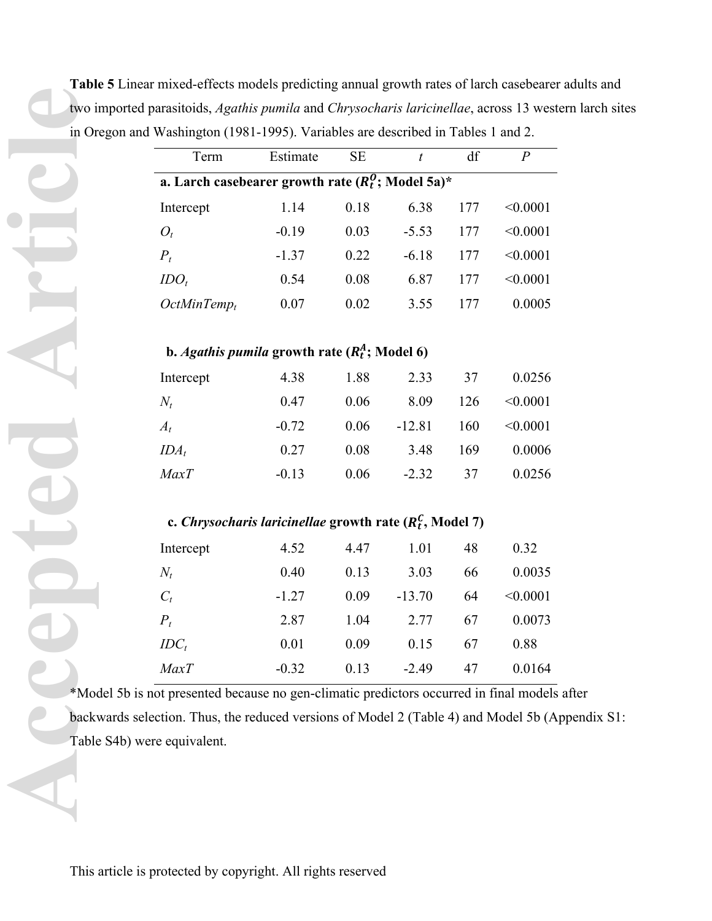**Table 5** Linear mixed-effects models predicting annual growth rates of larch casebearer adults and two imported parasitoids, *Agathis pumila* and *Chrysocharis laricinellae*, across 13 western larch sites in Oregon and Washington (1981-1995). Variables are described in Tables 1 and 2.

| Term | Estimate | SE | $t$ | df | $P$ |
|---|---|---|---|---|---|
| **a. Larch casebearer growth rate ($R_t^O$; Model 5a)*** | | | | | |
| Intercept | 1.14 | 0.18 | 6.38 | 177 | <0.0001 |
| $O_t$ | -0.19 | 0.03 | -5.53 | 177 | <0.0001 |
| $P_t$ | -1.37 | 0.22 | -6.18 | 177 | <0.0001 |
| $IDO_t$ | 0.54 | 0.08 | 6.87 | 177 | <0.0001 |
| $OctMinTemp_t$ | 0.07 | 0.02 | 3.55 | 177 | 0.0005 |
| **b. *Agathis pumila* growth rate ($R_t^A$; Model 6)** | | | | | |
| Intercept | 4.38 | 1.88 | 2.33 | 37 | 0.0256 |
| $N_t$ | 0.47 | 0.06 | 8.09 | 126 | <0.0001 |
| $A_t$ | -0.72 | 0.06 | -12.81 | 160 | <0.0001 |
| $IDA_t$ | 0.27 | 0.08 | 3.48 | 169 | 0.0006 |
| $MaxT$ | -0.13 | 0.06 | -2.32 | 37 | 0.0256 |
| **c. *Chrysocharis laricinellae* growth rate ($R_t^C$, Model 7)** | | | | | |
| Intercept | 4.52 | 4.47 | 1.01 | 48 | 0.32 |
| $N_t$ | 0.40 | 0.13 | 3.03 | 66 | 0.0035 |
| $C_t$ | -1.27 | 0.09 | -13.70 | 64 | <0.0001 |
| $P_t$ | 2.87 | 1.04 | 2.77 | 67 | 0.0073 |
| $IDC_t$ | 0.01 | 0.09 | 0.15 | 67 | 0.88 |
| $MaxT$ | -0.32 | 0.13 | -2.49 | 47 | 0.0164 |

*Model 5b is not presented because no gen-climatic predictors occurred in final models after backwards selection. Thus, the reduced versions of Model 2 (Table 4) and Model 5b (Appendix S1: Table S4b) were equivalent.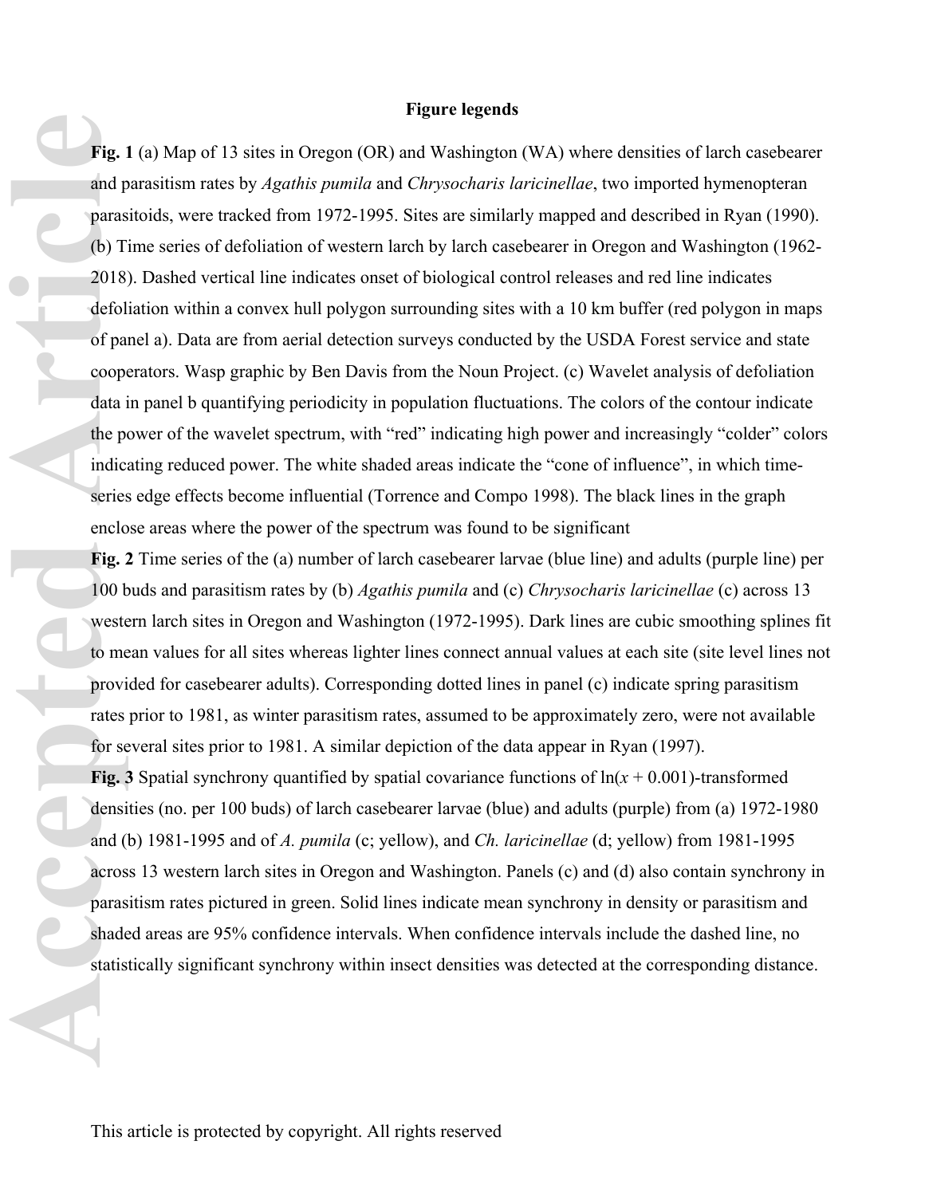## Figure legends

**Fig. 1** (a) Map of 13 sites in Oregon (OR) and Washington (WA) where densities of larch casebearer and parasitism rates by *Agathis pumila* and *Chrysocharis laricinellae*, two imported hymenopteran parasitoids, were tracked from 1972-1995. Sites are similarly mapped and described in Ryan (1990). (b) Time series of defoliation of western larch by larch casebearer in Oregon and Washington (1962-2018). Dashed vertical line indicates onset of biological control releases and red line indicates defoliation within a convex hull polygon surrounding sites with a 10 km buffer (red polygon in maps of panel a). Data are from aerial detection surveys conducted by the USDA Forest service and state cooperators. Wasp graphic by Ben Davis from the Noun Project. (c) Wavelet analysis of defoliation data in panel b quantifying periodicity in population fluctuations. The colors of the contour indicate the power of the wavelet spectrum, with "red" indicating high power and increasingly "colder" colors indicating reduced power. The white shaded areas indicate the "cone of influence", in which time-series edge effects become influential (Torrence and Compo 1998). The black lines in the graph enclose areas where the power of the spectrum was found to be significant

**Fig. 2** Time series of the (a) number of larch casebearer larvae (blue line) and adults (purple line) per 100 buds and parasitism rates by (b) *Agathis pumila* and (c) *Chrysocharis laricinellae* (c) across 13 western larch sites in Oregon and Washington (1972-1995). Dark lines are cubic smoothing splines fit to mean values for all sites whereas lighter lines connect annual values at each site (site level lines not provided for casebearer adults). Corresponding dotted lines in panel (c) indicate spring parasitism rates prior to 1981, as winter parasitism rates, assumed to be approximately zero, were not available for several sites prior to 1981. A similar depiction of the data appear in Ryan (1997).

**Fig. 3** Spatial synchrony quantified by spatial covariance functions of $\ln(x + 0.001)$-transformed densities (no. per 100 buds) of larch casebearer larvae (blue) and adults (purple) from (a) 1972-1980 and (b) 1981-1995 and of *A. pumila* (c; yellow), and *Ch. laricinellae* (d; yellow) from 1981-1995 across 13 western larch sites in Oregon and Washington. Panels (c) and (d) also contain synchrony in parasitism rates pictured in green. Solid lines indicate mean synchrony in density or parasitism and shaded areas are 95% confidence intervals. When confidence intervals include the dashed line, no statistically significant synchrony within insect densities was detected at the corresponding distance.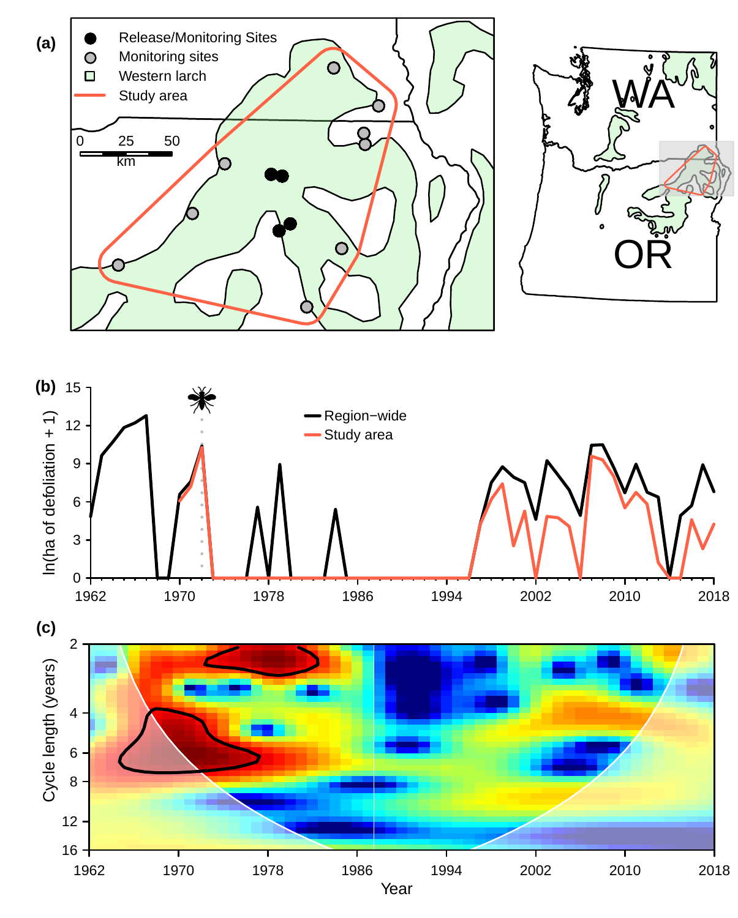(a)

Release/Monitoring Sites
Monitoring sites
Western larch
Study area

0 25 50
km

WA
OR

(b)

ln(ha of defoliation + 1)

15
12
9
6
3
0

Region−wide
Study area

1962 1970 1978 1986 1994 2002 2010 2018

(c)

Cycle length (years)

2
4
6
8
12
16

1962 1970 1978 1986 1994 2002 2010 2018
Year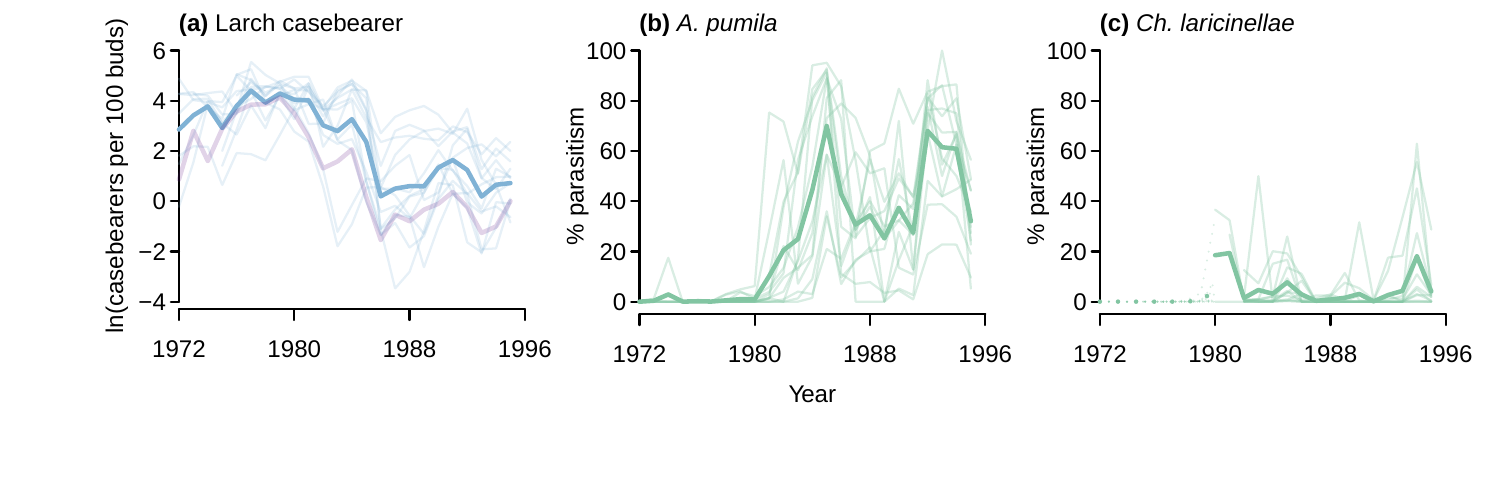**(a)** Larch casebearer

ln(casebearers per 100 buds)

6
4
2
0
−2
−4

1972
1980
1988
1996

**(b)** *A. pumila*

% parasitism

100
80
60
40
20
0

1972
1980
1988
1996

Year

**(c)** *Ch. laricinellae*

% parasitism

100
80
60
40
20
0

1972
1980
1988
1996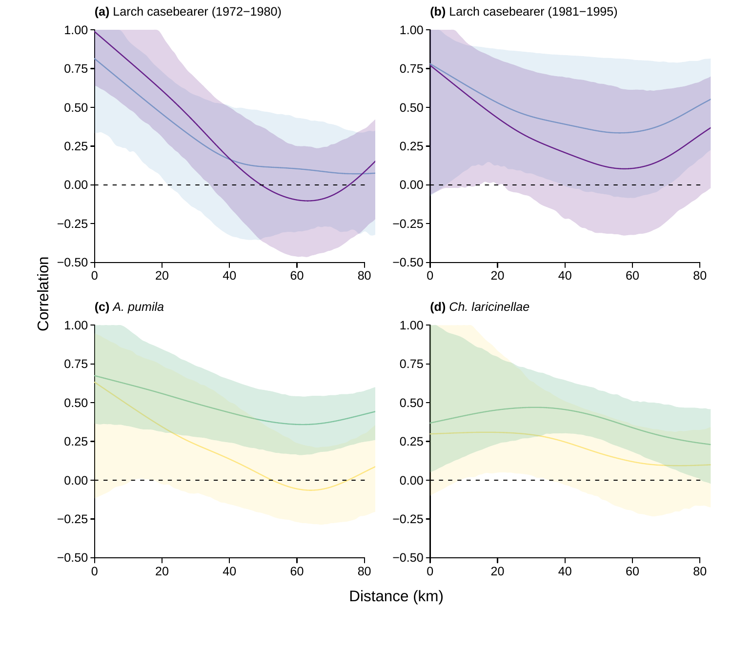**(a)** Larch casebearer (1972−1980)

**(b)** Larch casebearer (1981−1995)

**(c)** *A. pumila*

**(d)** *Ch. laricinellae*

Correlation

1.00
0.75
0.50
0.25
0.00
−0.25
−0.50

0
20
40
60
80

Distance (km)